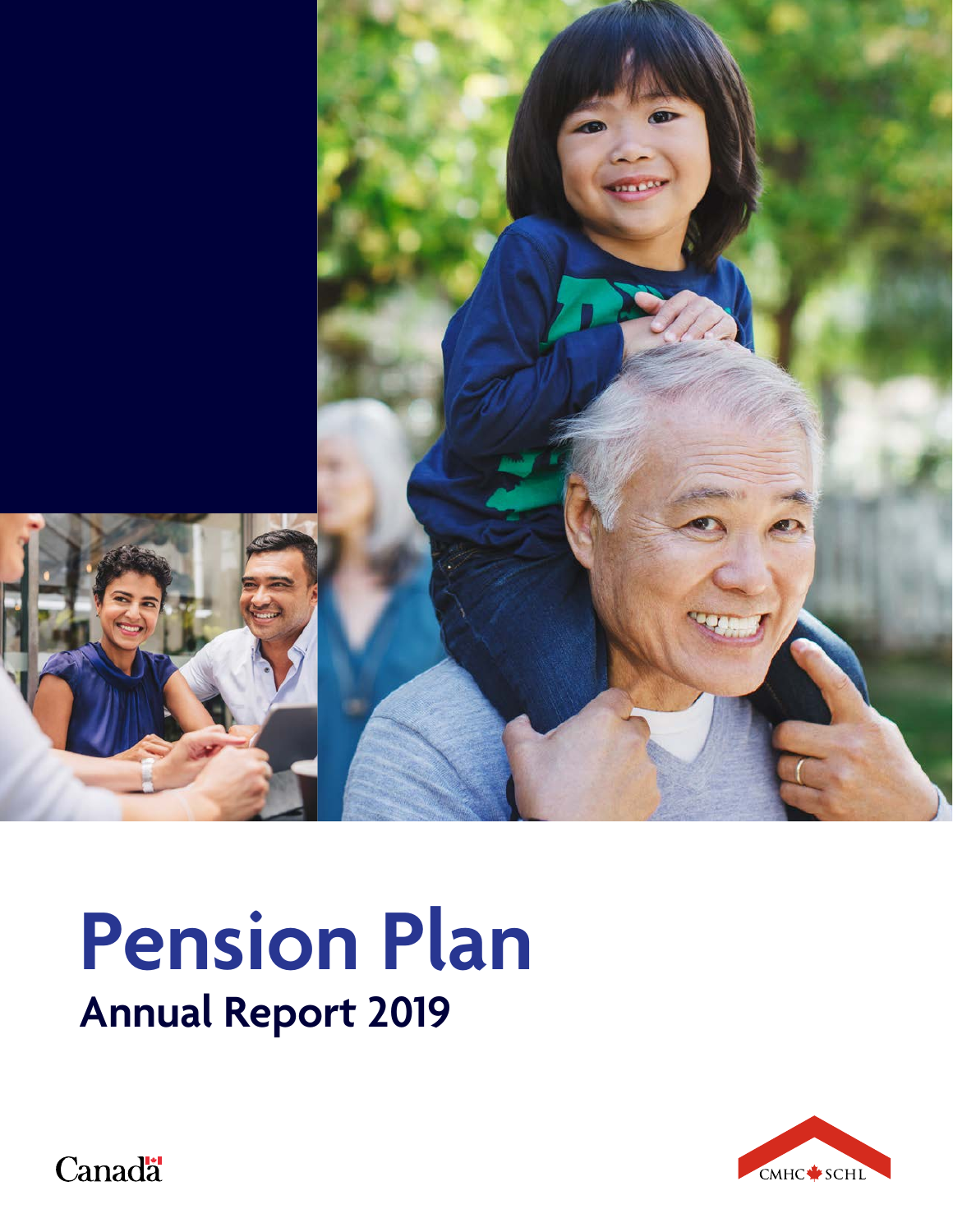# Pension Plan

## Annual Report 2019

Canada

CMHC SCHL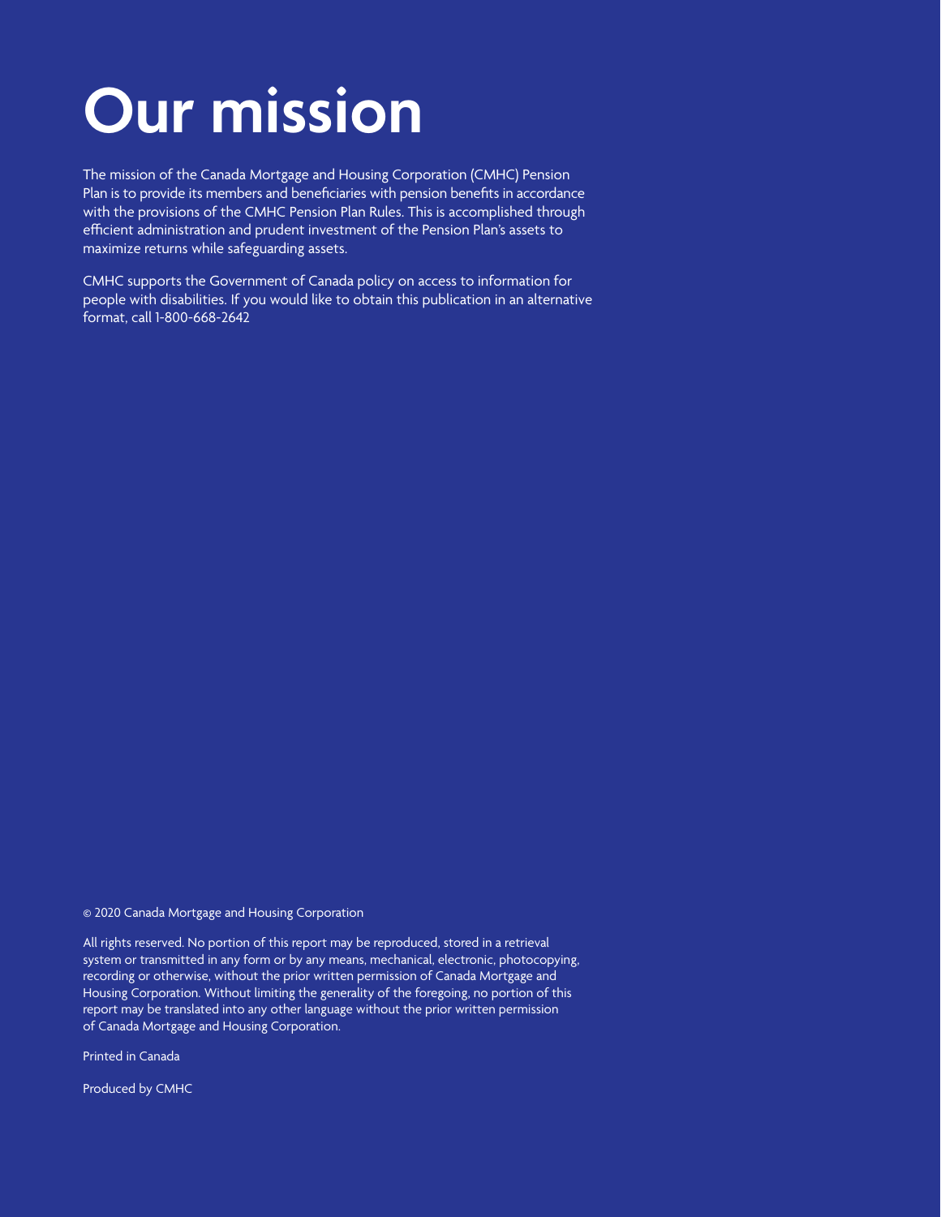# Our mission

The mission of the Canada Mortgage and Housing Corporation (CMHC) Pension Plan is to provide its members and beneficiaries with pension benefits in accordance with the provisions of the CMHC Pension Plan Rules. This is accomplished through efficient administration and prudent investment of the Pension Plan's assets to maximize returns while safeguarding assets.

CMHC supports the Government of Canada policy on access to information for people with disabilities. If you would like to obtain this publication in an alternative format, call 1-800-668-2642

© 2020 Canada Mortgage and Housing Corporation

All rights reserved. No portion of this report may be reproduced, stored in a retrieval system or transmitted in any form or by any means, mechanical, electronic, photocopying, recording or otherwise, without the prior written permission of Canada Mortgage and Housing Corporation. Without limiting the generality of the foregoing, no portion of this report may be translated into any other language without the prior written permission of Canada Mortgage and Housing Corporation.

Printed in Canada

Produced by CMHC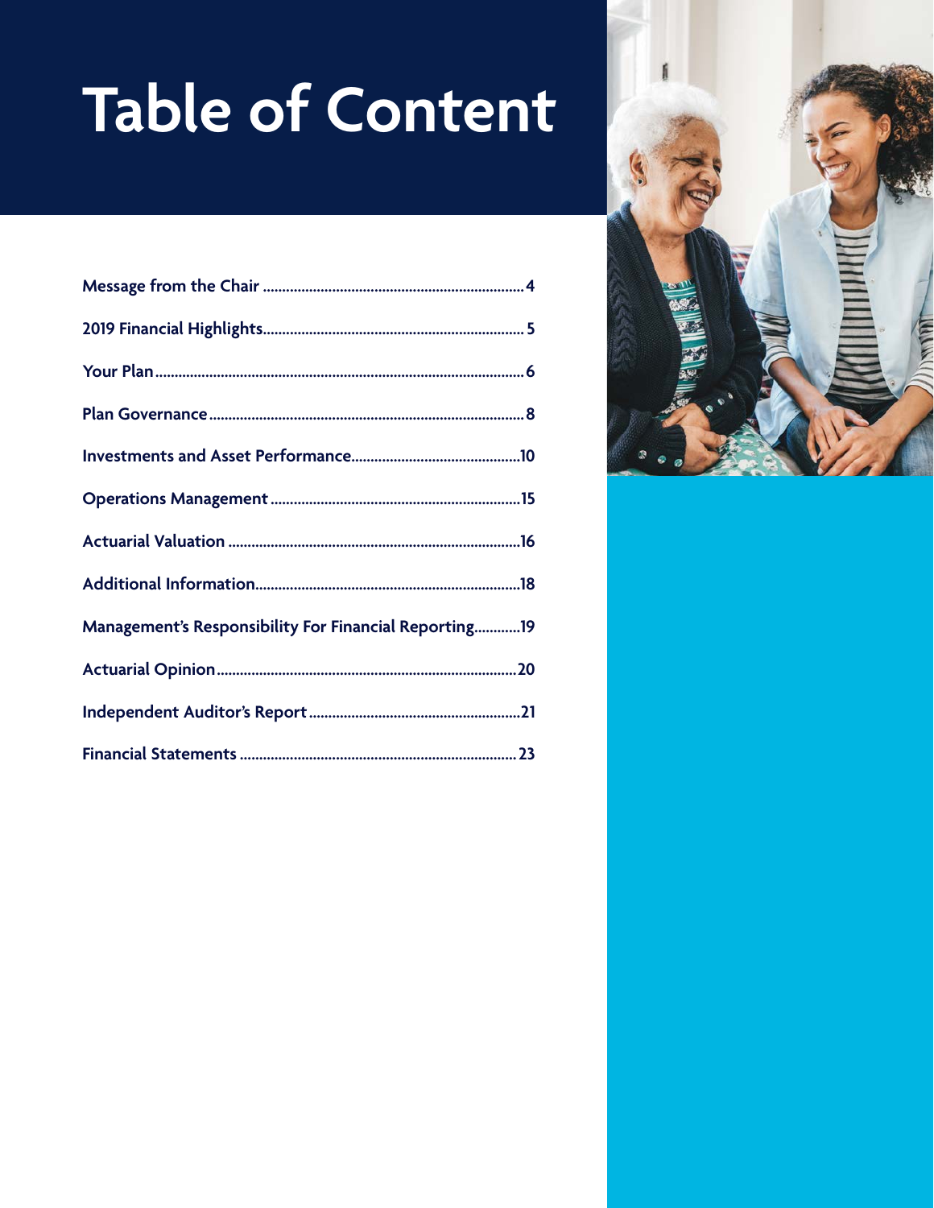# Table of Content

| | |
|---|---|
| Message from the Chair | 4 |
| 2019 Financial Highlights | 5 |
| Your Plan | 6 |
| Plan Governance | 8 |
| Investments and Asset Performance | 10 |
| Operations Management | 15 |
| Actuarial Valuation | 16 |
| Additional Information | 18 |
| Management's Responsibility For Financial Reporting | 19 |
| Actuarial Opinion | 20 |
| Independent Auditor's Report | 21 |
| Financial Statements | 23 |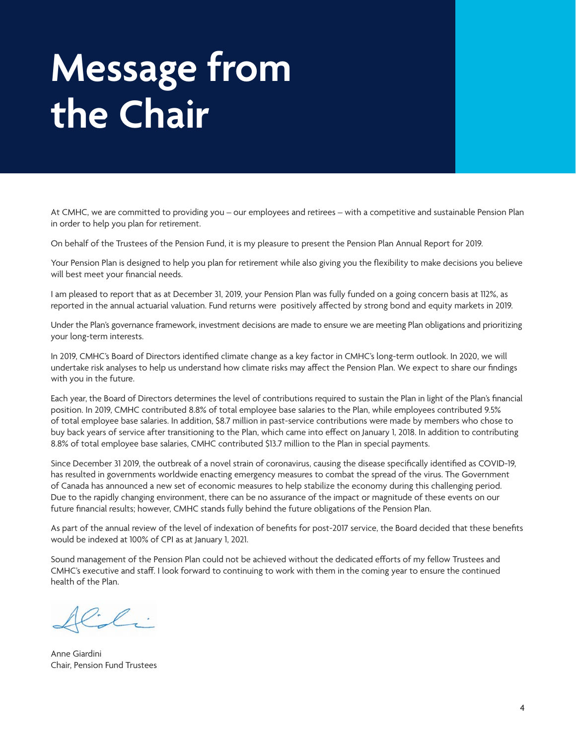# Message from the Chair

At CMHC, we are committed to providing you – our employees and retirees – with a competitive and sustainable Pension Plan in order to help you plan for retirement.

On behalf of the Trustees of the Pension Fund, it is my pleasure to present the Pension Plan Annual Report for 2019.

Your Pension Plan is designed to help you plan for retirement while also giving you the flexibility to make decisions you believe will best meet your financial needs.

I am pleased to report that as at December 31, 2019, your Pension Plan was fully funded on a going concern basis at 112%, as reported in the annual actuarial valuation. Fund returns were positively affected by strong bond and equity markets in 2019.

Under the Plan's governance framework, investment decisions are made to ensure we are meeting Plan obligations and prioritizing your long-term interests.

In 2019, CMHC's Board of Directors identified climate change as a key factor in CMHC's long-term outlook. In 2020, we will undertake risk analyses to help us understand how climate risks may affect the Pension Plan. We expect to share our findings with you in the future.

Each year, the Board of Directors determines the level of contributions required to sustain the Plan in light of the Plan's financial position. In 2019, CMHC contributed 8.8% of total employee base salaries to the Plan, while employees contributed 9.5% of total employee base salaries. In addition, $8.7 million in past-service contributions were made by members who chose to buy back years of service after transitioning to the Plan, which came into effect on January 1, 2018. In addition to contributing 8.8% of total employee base salaries, CMHC contributed $13.7 million to the Plan in special payments.

Since December 31 2019, the outbreak of a novel strain of coronavirus, causing the disease specifically identified as COVID-19, has resulted in governments worldwide enacting emergency measures to combat the spread of the virus. The Government of Canada has announced a new set of economic measures to help stabilize the economy during this challenging period. Due to the rapidly changing environment, there can be no assurance of the impact or magnitude of these events on our future financial results; however, CMHC stands fully behind the future obligations of the Pension Plan.

As part of the annual review of the level of indexation of benefits for post-2017 service, the Board decided that these benefits would be indexed at 100% of CPI as at January 1, 2021.

Sound management of the Pension Plan could not be achieved without the dedicated efforts of my fellow Trustees and CMHC's executive and staff. I look forward to continuing to work with them in the coming year to ensure the continued health of the Plan.

Anne Giardini
Chair, Pension Fund Trustees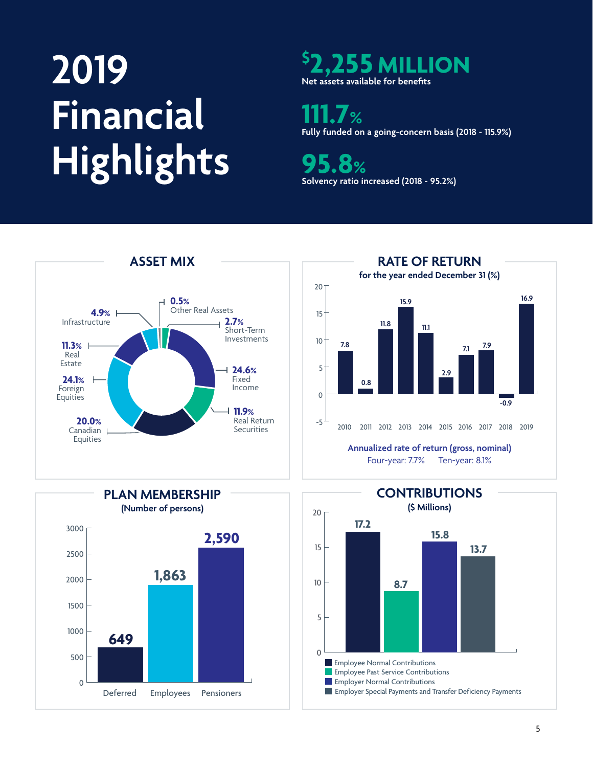# 2019 Financial Highlights

**$2,255 MILLION**
Net assets available for benefits

**111.7%**
Fully funded on a going-concern basis (2018 - 115.9%)

**95.8%**
Solvency ratio increased (2018 - 95.2%)

## ASSET MIX

| Asset Class | % |
|---|---|
| Other Real Assets | 0.5% |
| Short-Term Investments | 2.7% |
| Fixed Income | 24.6% |
| Real Return Securities | 11.9% |
| Canadian Equities | 20.0% |
| Foreign Equities | 24.1% |
| Real Estate | 11.3% |
| Infrastructure | 4.9% |

## RATE OF RETURN

for the year ended December 31 (%)

| Year | Rate of Return (%) |
|---|---|
| 2010 | 7.8 |
| 2011 | 0.8 |
| 2012 | 11.8 |
| 2013 | 15.9 |
| 2014 | 11.1 |
| 2015 | 2.9 |
| 2016 | 7.1 |
| 2017 | 7.9 |
| 2018 | -0.9 |
| 2019 | 16.9 |

Annualized rate of return (gross, nominal)
Four-year: 7.7% Ten-year: 8.1%

## PLAN MEMBERSHIP

(Number of persons)

| Category | Number |
|---|---|
| Deferred | 649 |
| Employees | 1,863 |
| Pensioners | 2,590 |

## CONTRIBUTIONS

($ Millions)

| Contribution Type | $ Millions |
|---|---|
| Employee Normal Contributions | 17.2 |
| Employee Past Service Contributions | 8.7 |
| Employer Normal Contributions | 15.8 |
| Employer Special Payments and Transfer Deficiency Payments | 13.7 |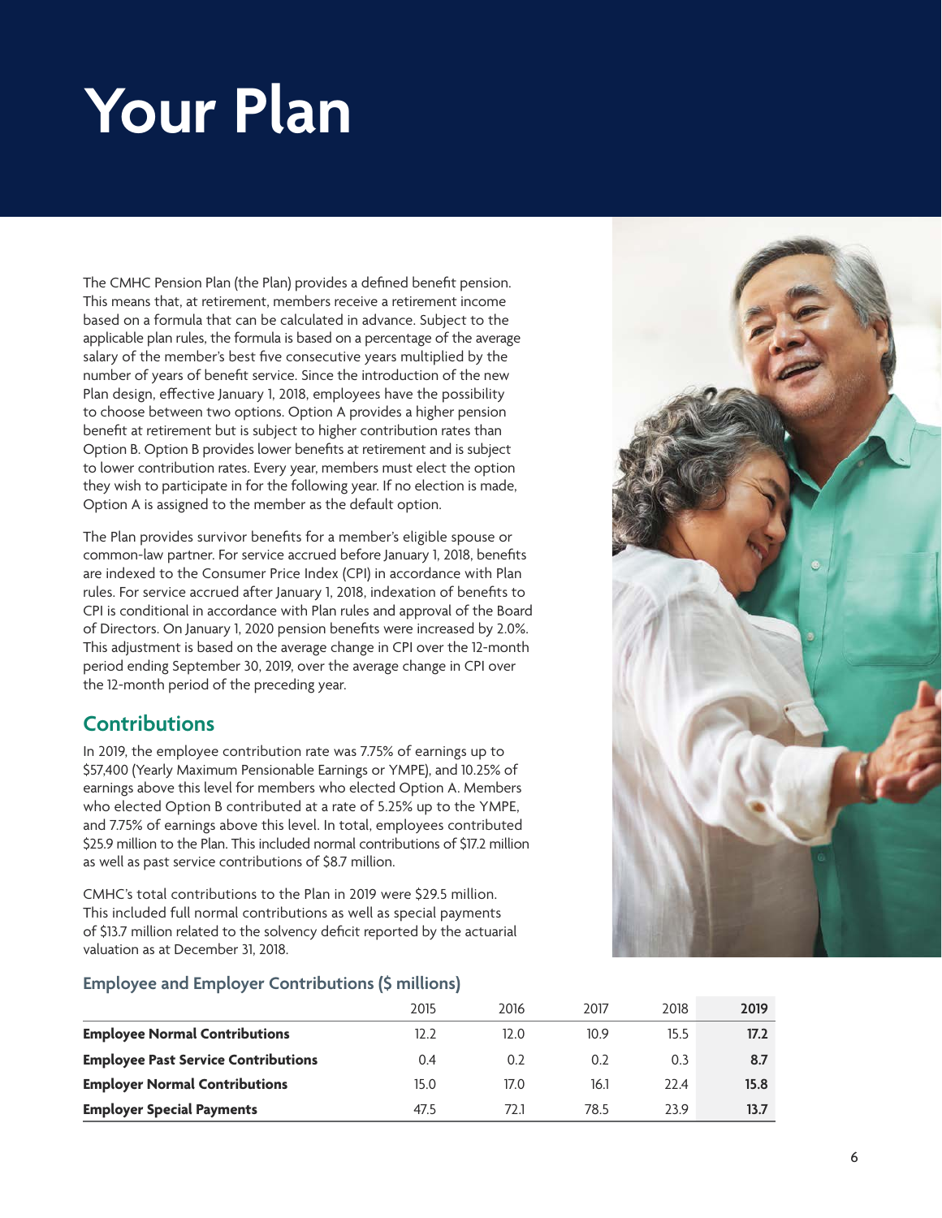# Your Plan

The CMHC Pension Plan (the Plan) provides a defined benefit pension. This means that, at retirement, members receive a retirement income based on a formula that can be calculated in advance. Subject to the applicable plan rules, the formula is based on a percentage of the average salary of the member's best five consecutive years multiplied by the number of years of benefit service. Since the introduction of the new Plan design, effective January 1, 2018, employees have the possibility to choose between two options. Option A provides a higher pension benefit at retirement but is subject to higher contribution rates than Option B. Option B provides lower benefits at retirement and is subject to lower contribution rates. Every year, members must elect the option they wish to participate in for the following year. If no election is made, Option A is assigned to the member as the default option.

The Plan provides survivor benefits for a member's eligible spouse or common-law partner. For service accrued before January 1, 2018, benefits are indexed to the Consumer Price Index (CPI) in accordance with Plan rules. For service accrued after January 1, 2018, indexation of benefits to CPI is conditional in accordance with Plan rules and approval of the Board of Directors. On January 1, 2020 pension benefits were increased by 2.0%. This adjustment is based on the average change in CPI over the 12-month period ending September 30, 2019, over the average change in CPI over the 12-month period of the preceding year.

## Contributions

In 2019, the employee contribution rate was 7.75% of earnings up to $57,400 (Yearly Maximum Pensionable Earnings or YMPE), and 10.25% of earnings above this level for members who elected Option A. Members who elected Option B contributed at a rate of 5.25% up to the YMPE, and 7.75% of earnings above this level. In total, employees contributed $25.9 million to the Plan. This included normal contributions of $17.2 million as well as past service contributions of $8.7 million.

CMHC's total contributions to the Plan in 2019 were $29.5 million. This included full normal contributions as well as special payments of $13.7 million related to the solvency deficit reported by the actuarial valuation as at December 31, 2018.

### Employee and Employer Contributions ($ millions)

| | 2015 | 2016 | 2017 | 2018 | **2019** |
|---|---|---|---|---|---|
| **Employee Normal Contributions** | 12.2 | 12.0 | 10.9 | 15.5 | **17.2** |
| **Employee Past Service Contributions** | 0.4 | 0.2 | 0.2 | 0.3 | **8.7** |
| **Employer Normal Contributions** | 15.0 | 17.0 | 16.1 | 22.4 | **15.8** |
| **Employer Special Payments** | 47.5 | 72.1 | 78.5 | 23.9 | **13.7** |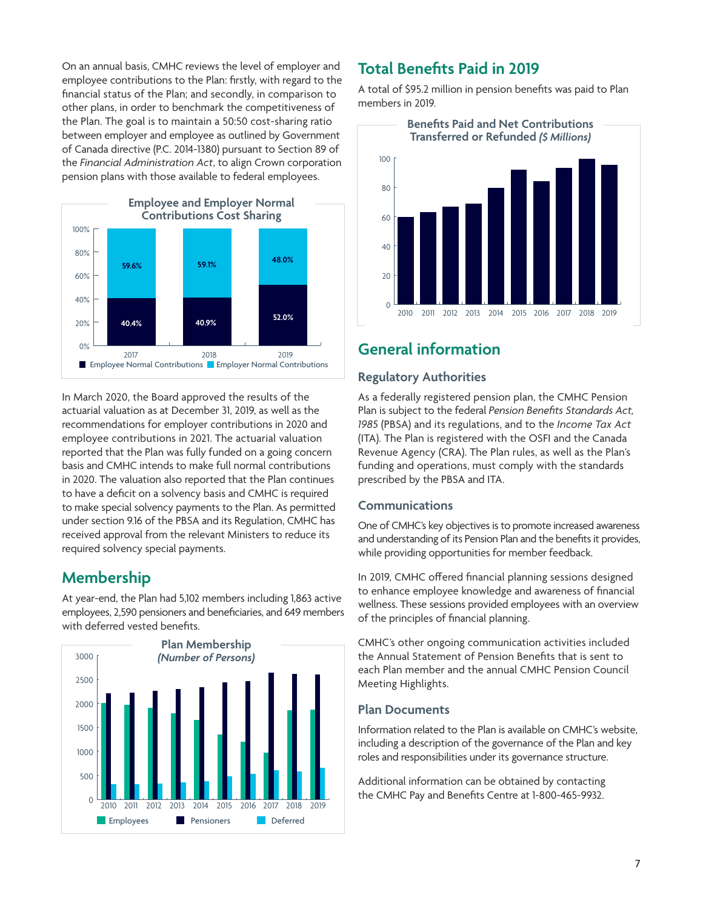On an annual basis, CMHC reviews the level of employer and employee contributions to the Plan: firstly, with regard to the financial status of the Plan; and secondly, in comparison to other plans, in order to benchmark the competitiveness of the Plan. The goal is to maintain a 50:50 cost-sharing ratio between employer and employee as outlined by Government of Canada directive (P.C. 2014-1380) pursuant to Section 89 of the *Financial Administration Act*, to align Crown corporation pension plans with those available to federal employees.

**Employee and Employer Normal Contributions Cost Sharing**

| | 2017 | 2018 | 2019 |
|---|---|---|---|
| Employee Normal Contributions | 40.4% | 40.9% | 52.0% |
| Employer Normal Contributions | 59.6% | 59.1% | 48.0% |

In March 2020, the Board approved the results of the actuarial valuation as at December 31, 2019, as well as the recommendations for employer contributions in 2020 and employee contributions in 2021. The actuarial valuation reported that the Plan was fully funded on a going concern basis and CMHC intends to make full normal contributions in 2020. The valuation also reported that the Plan continues to have a deficit on a solvency basis and CMHC is required to make special solvency payments to the Plan. As permitted under section 9.16 of the PBSA and its Regulation, CMHC has received approval from the relevant Ministers to reduce its required solvency special payments.

## Membership

At year-end, the Plan had 5,102 members including 1,863 active employees, 2,590 pensioners and beneficiaries, and 649 members with deferred vested benefits.

**Plan Membership** *(Number of Persons)*

Chart: Employees, Pensioners and Deferred members, 2010–2019.

## Total Benefits Paid in 2019

A total of $95.2 million in pension benefits was paid to Plan members in 2019.

**Benefits Paid and Net Contributions Transferred or Refunded** *($ Millions)*

Chart: annual values, 2010–2019.

## General information

### Regulatory Authorities

As a federally registered pension plan, the CMHC Pension Plan is subject to the federal *Pension Benefits Standards Act, 1985* (PBSA) and its regulations, and to the *Income Tax Act* (ITA). The Plan is registered with the OSFI and the Canada Revenue Agency (CRA). The Plan rules, as well as the Plan's funding and operations, must comply with the standards prescribed by the PBSA and ITA.

### Communications

One of CMHC's key objectives is to promote increased awareness and understanding of its Pension Plan and the benefits it provides, while providing opportunities for member feedback.

In 2019, CMHC offered financial planning sessions designed to enhance employee knowledge and awareness of financial wellness. These sessions provided employees with an overview of the principles of financial planning.

CMHC's other ongoing communication activities included the Annual Statement of Pension Benefits that is sent to each Plan member and the annual CMHC Pension Council Meeting Highlights.

### Plan Documents

Information related to the Plan is available on CMHC's website, including a description of the governance of the Plan and key roles and responsibilities under its governance structure.

Additional information can be obtained by contacting the CMHC Pay and Benefits Centre at 1-800-465-9932.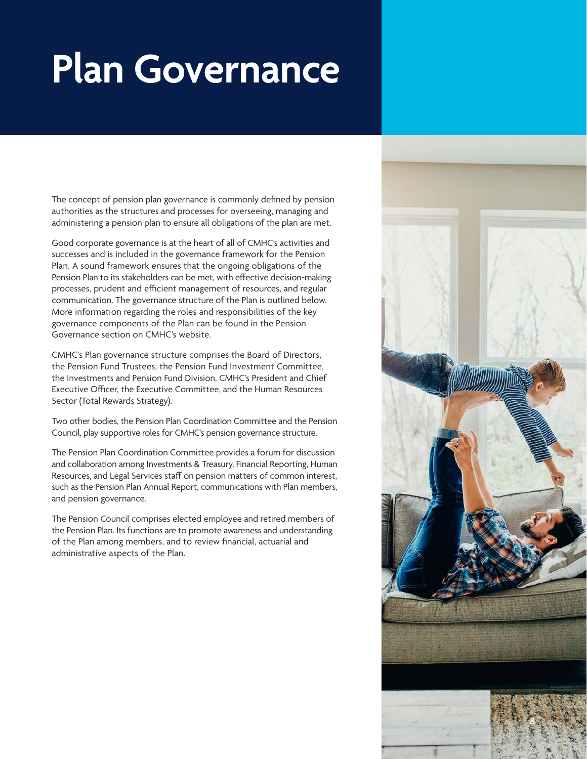# Plan Governance

The concept of pension plan governance is commonly defined by pension authorities as the structures and processes for overseeing, managing and administering a pension plan to ensure all obligations of the plan are met.

Good corporate governance is at the heart of all of CMHC's activities and successes and is included in the governance framework for the Pension Plan. A sound framework ensures that the ongoing obligations of the Pension Plan to its stakeholders can be met, with effective decision-making processes, prudent and efficient management of resources, and regular communication. The governance structure of the Plan is outlined below. More information regarding the roles and responsibilities of the key governance components of the Plan can be found in the Pension Governance section on CMHC's website.

CMHC's Plan governance structure comprises the Board of Directors, the Pension Fund Trustees, the Pension Fund Investment Committee, the Investments and Pension Fund Division, CMHC's President and Chief Executive Officer, the Executive Committee, and the Human Resources Sector (Total Rewards Strategy).

Two other bodies, the Pension Plan Coordination Committee and the Pension Council, play supportive roles for CMHC's pension governance structure.

The Pension Plan Coordination Committee provides a forum for discussion and collaboration among Investments & Treasury, Financial Reporting, Human Resources, and Legal Services staff on pension matters of common interest, such as the Pension Plan Annual Report, communications with Plan members, and pension governance.

The Pension Council comprises elected employee and retired members of the Pension Plan. Its functions are to promote awareness and understanding of the Plan among members, and to review financial, actuarial and administrative aspects of the Plan.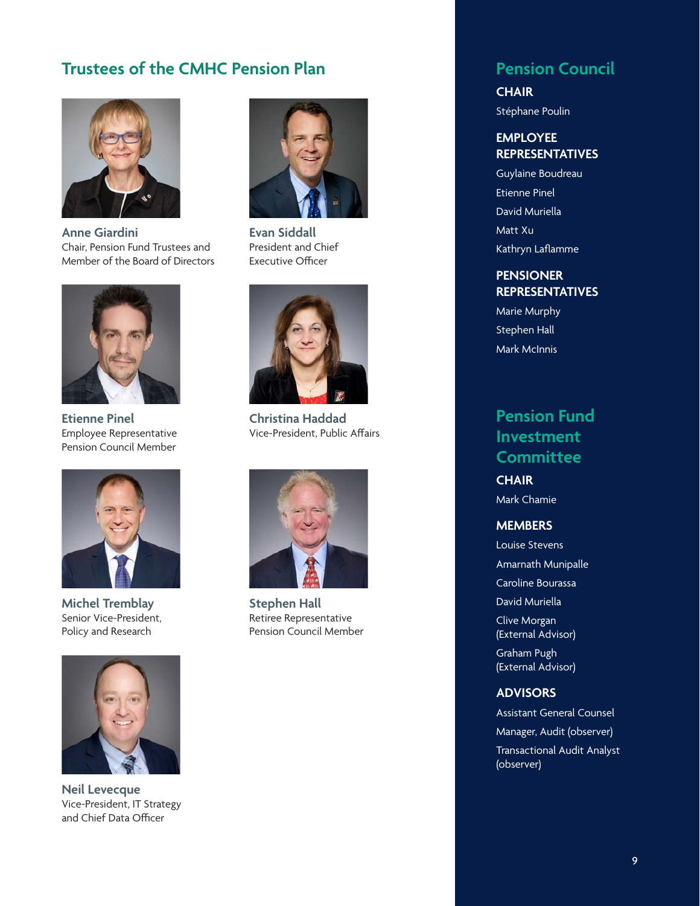## Trustees of the CMHC Pension Plan

**Anne Giardini**
Chair, Pension Fund Trustees and Member of the Board of Directors

**Evan Siddall**
President and Chief Executive Officer

**Etienne Pinel**
Employee Representative Pension Council Member

**Christina Haddad**
Vice-President, Public Affairs

**Michel Tremblay**
Senior Vice-President, Policy and Research

**Stephen Hall**
Retiree Representative Pension Council Member

**Neil Levecque**
Vice-President, IT Strategy and Chief Data Officer

## Pension Council

**CHAIR**

Stéphane Poulin

**EMPLOYEE REPRESENTATIVES**

Guylaine Boudreau

Etienne Pinel

David Muriella

Matt Xu

Kathryn Laflamme

**PENSIONER REPRESENTATIVES**

Marie Murphy

Stephen Hall

Mark McInnis

## Pension Fund Investment Committee

**CHAIR**

Mark Chamie

**MEMBERS**

Louise Stevens

Amarnath Munipalle

Caroline Bourassa

David Muriella

Clive Morgan (External Advisor)

Graham Pugh (External Advisor)

**ADVISORS**

Assistant General Counsel

Manager, Audit (observer)

Transactional Audit Analyst (observer)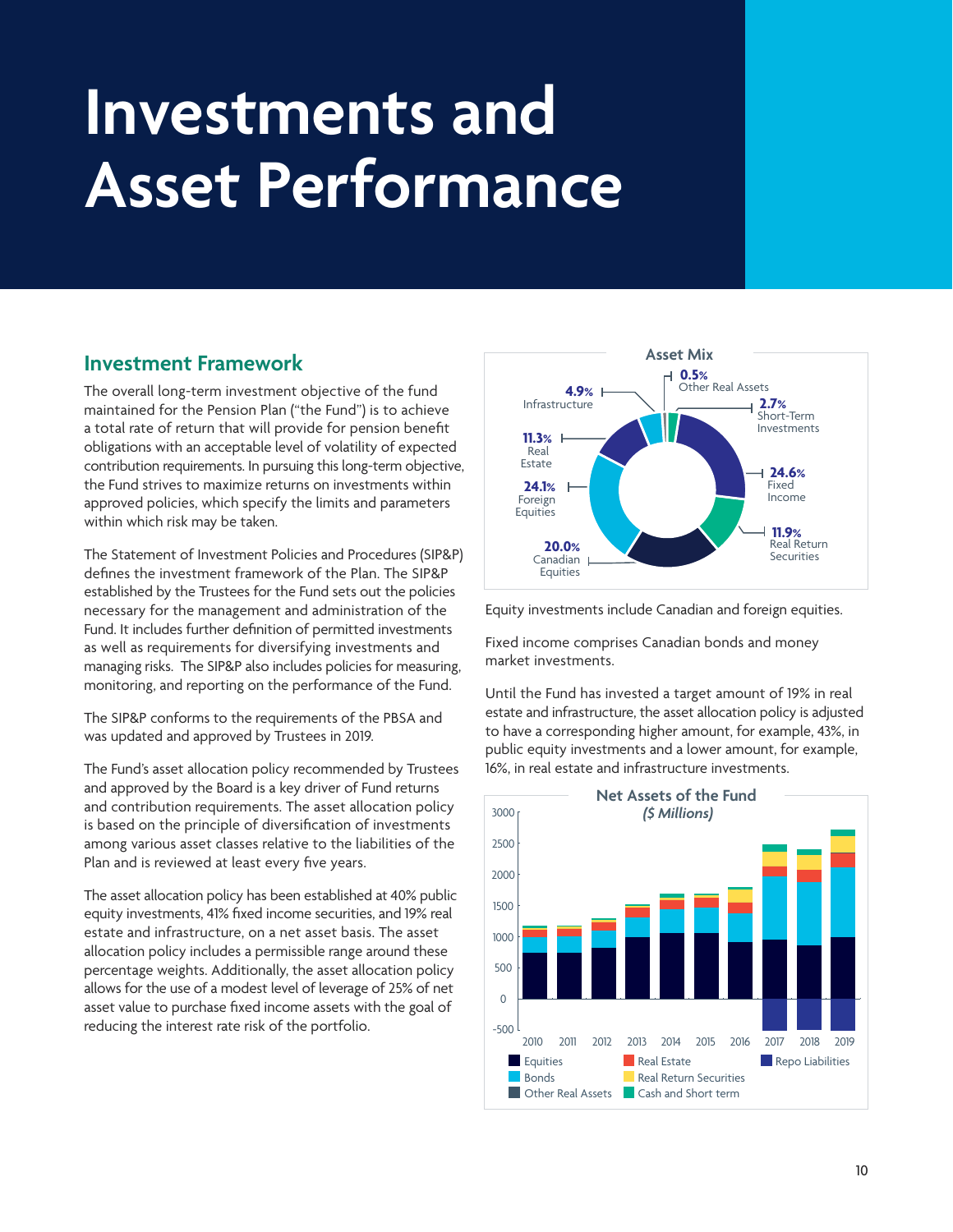# Investments and Asset Performance

## Investment Framework

The overall long-term investment objective of the fund maintained for the Pension Plan ("the Fund") is to achieve a total rate of return that will provide for pension benefit obligations with an acceptable level of volatility of expected contribution requirements. In pursuing this long-term objective, the Fund strives to maximize returns on investments within approved policies, which specify the limits and parameters within which risk may be taken.

The Statement of Investment Policies and Procedures (SIP&P) defines the investment framework of the Plan. The SIP&P established by the Trustees for the Fund sets out the policies necessary for the management and administration of the Fund. It includes further definition of permitted investments as well as requirements for diversifying investments and managing risks. The SIP&P also includes policies for measuring, monitoring, and reporting on the performance of the Fund.

The SIP&P conforms to the requirements of the PBSA and was updated and approved by Trustees in 2019.

The Fund's asset allocation policy recommended by Trustees and approved by the Board is a key driver of Fund returns and contribution requirements. The asset allocation policy is based on the principle of diversification of investments among various asset classes relative to the liabilities of the Plan and is reviewed at least every five years.

The asset allocation policy has been established at 40% public equity investments, 41% fixed income securities, and 19% real estate and infrastructure, on a net asset basis. The asset allocation policy includes a permissible range around these percentage weights. Additionally, the asset allocation policy allows for the use of a modest level of leverage of 25% of net asset value to purchase fixed income assets with the goal of reducing the interest rate risk of the portfolio.

**Asset Mix**

| Asset Class | % |
|---|---|
| Other Real Assets | 0.5% |
| Short-Term Investments | 2.7% |
| Fixed Income | 24.6% |
| Real Return Securities | 11.9% |
| Canadian Equities | 20.0% |
| Foreign Equities | 24.1% |
| Real Estate | 11.3% |
| Infrastructure | 4.9% |

Equity investments include Canadian and foreign equities.

Fixed income comprises Canadian bonds and money market investments.

Until the Fund has invested a target amount of 19% in real estate and infrastructure, the asset allocation policy is adjusted to have a corresponding higher amount, for example, 43%, in public equity investments and a lower amount, for example, 16%, in real estate and infrastructure investments.

**Net Assets of the Fund**
*($ Millions)*

Years: 2010, 2011, 2012, 2013, 2014, 2015, 2016, 2017, 2018, 2019

Legend: Equities, Bonds, Other Real Assets, Real Estate, Real Return Securities, Cash and Short term, Repo Liabilities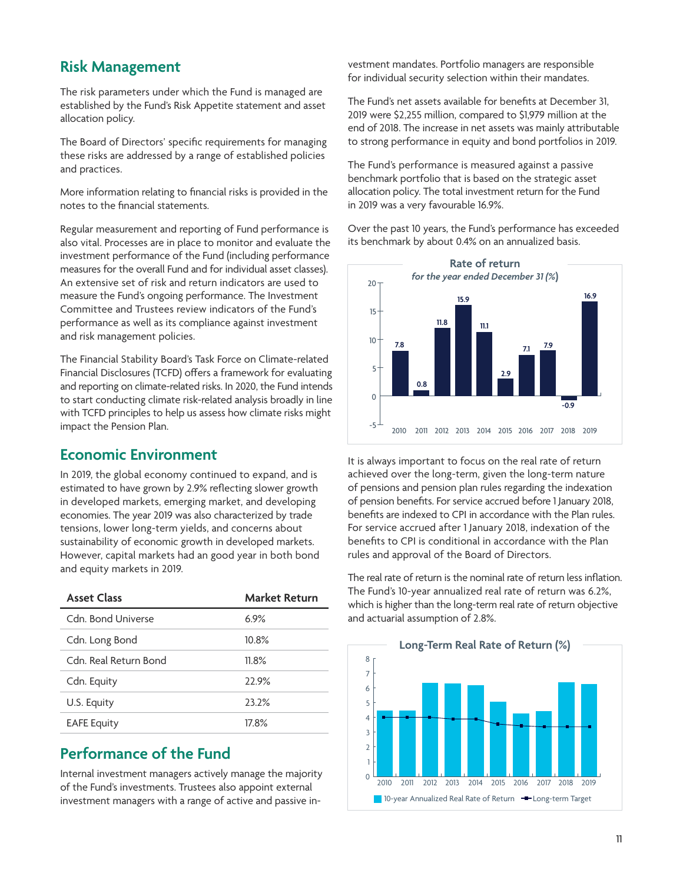## Risk Management

The risk parameters under which the Fund is managed are established by the Fund's Risk Appetite statement and asset allocation policy.

The Board of Directors' specific requirements for managing these risks are addressed by a range of established policies and practices.

More information relating to financial risks is provided in the notes to the financial statements.

Regular measurement and reporting of Fund performance is also vital. Processes are in place to monitor and evaluate the investment performance of the Fund (including performance measures for the overall Fund and for individual asset classes). An extensive set of risk and return indicators are used to measure the Fund's ongoing performance. The Investment Committee and Trustees review indicators of the Fund's performance as well as its compliance against investment and risk management policies.

The Financial Stability Board's Task Force on Climate-related Financial Disclosures (TCFD) offers a framework for evaluating and reporting on climate-related risks. In 2020, the Fund intends to start conducting climate risk-related analysis broadly in line with TCFD principles to help us assess how climate risks might impact the Pension Plan.

## Economic Environment

In 2019, the global economy continued to expand, and is estimated to have grown by 2.9% reflecting slower growth in developed markets, emerging market, and developing economies. The year 2019 was also characterized by trade tensions, lower long-term yields, and concerns about sustainability of economic growth in developed markets. However, capital markets had an good year in both bond and equity markets in 2019.

| Asset Class | Market Return |
|---|---|
| Cdn. Bond Universe | 6.9% |
| Cdn. Long Bond | 10.8% |
| Cdn. Real Return Bond | 11.8% |
| Cdn. Equity | 22.9% |
| U.S. Equity | 23.2% |
| EAFE Equity | 17.8% |

## Performance of the Fund

Internal investment managers actively manage the majority of the Fund's investments. Trustees also appoint external investment managers with a range of active and passive investment mandates. Portfolio managers are responsible for individual security selection within their mandates.

The Fund's net assets available for benefits at December 31, 2019 were $2,255 million, compared to $1,979 million at the end of 2018. The increase in net assets was mainly attributable to strong performance in equity and bond portfolios in 2019.

The Fund's performance is measured against a passive benchmark portfolio that is based on the strategic asset allocation policy. The total investment return for the Fund in 2019 was a very favourable 16.9%.

Over the past 10 years, the Fund's performance has exceeded its benchmark by about 0.4% on an annualized basis.

**Rate of return**
*for the year ended December 31 (%)*

| Year | 2010 | 2011 | 2012 | 2013 | 2014 | 2015 | 2016 | 2017 | 2018 | 2019 |
|---|---|---|---|---|---|---|---|---|---|---|
| Rate of return (%) | 7.8 | 0.8 | 11.8 | 15.9 | 11.1 | 2.9 | 7.1 | 7.9 | -0.9 | 16.9 |

It is always important to focus on the real rate of return achieved over the long-term, given the long-term nature of pensions and pension plan rules regarding the indexation of pension benefits. For service accrued before 1 January 2018, benefits are indexed to CPI in accordance with the Plan rules. For service accrued after 1 January 2018, indexation of the benefits to CPI is conditional in accordance with the Plan rules and approval of the Board of Directors.

The real rate of return is the nominal rate of return less inflation. The Fund's 10-year annualized real rate of return was 6.2%, which is higher than the long-term real rate of return objective and actuarial assumption of 2.8%.

**Long-Term Real Rate of Return (%)**

Legend: 10-year Annualized Real Rate of Return; Long-term Target

Years: 2010, 2011, 2012, 2013, 2014, 2015, 2016, 2017, 2018, 2019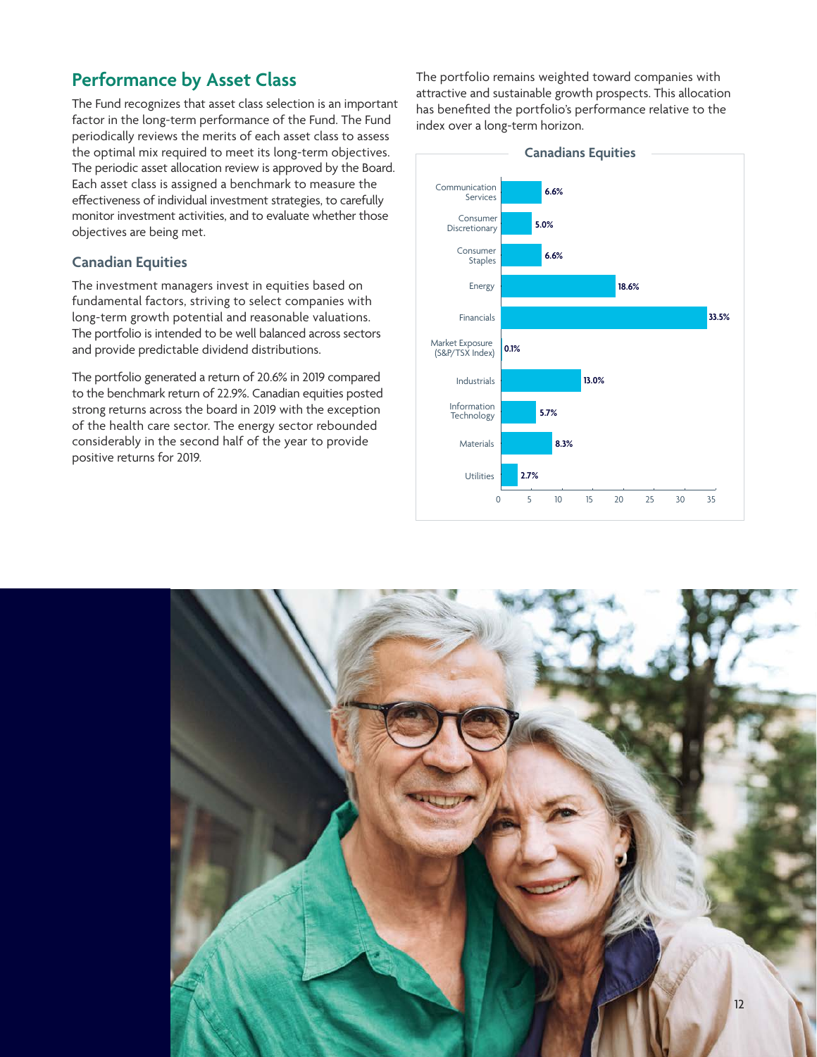## Performance by Asset Class

The Fund recognizes that asset class selection is an important factor in the long-term performance of the Fund. The Fund periodically reviews the merits of each asset class to assess the optimal mix required to meet its long-term objectives. The periodic asset allocation review is approved by the Board. Each asset class is assigned a benchmark to measure the effectiveness of individual investment strategies, to carefully monitor investment activities, and to evaluate whether those objectives are being met.

### Canadian Equities

The investment managers invest in equities based on fundamental factors, striving to select companies with long-term growth potential and reasonable valuations. The portfolio is intended to be well balanced across sectors and provide predictable dividend distributions.

The portfolio generated a return of 20.6% in 2019 compared to the benchmark return of 22.9%. Canadian equities posted strong returns across the board in 2019 with the exception of the health care sector. The energy sector rebounded considerably in the second half of the year to provide positive returns for 2019.

The portfolio remains weighted toward companies with attractive and sustainable growth prospects. This allocation has benefited the portfolio's performance relative to the index over a long-term horizon.

**Canadians Equities**

| Sector | % |
|---|---|
| Communication Services | 6.6% |
| Consumer Discretionary | 5.0% |
| Consumer Staples | 6.6% |
| Energy | 18.6% |
| Financials | 33.5% |
| Market Exposure (S&P/TSX Index) | 0.1% |
| Industrials | 13.0% |
| Information Technology | 5.7% |
| Materials | 8.3% |
| Utilities | 2.7% |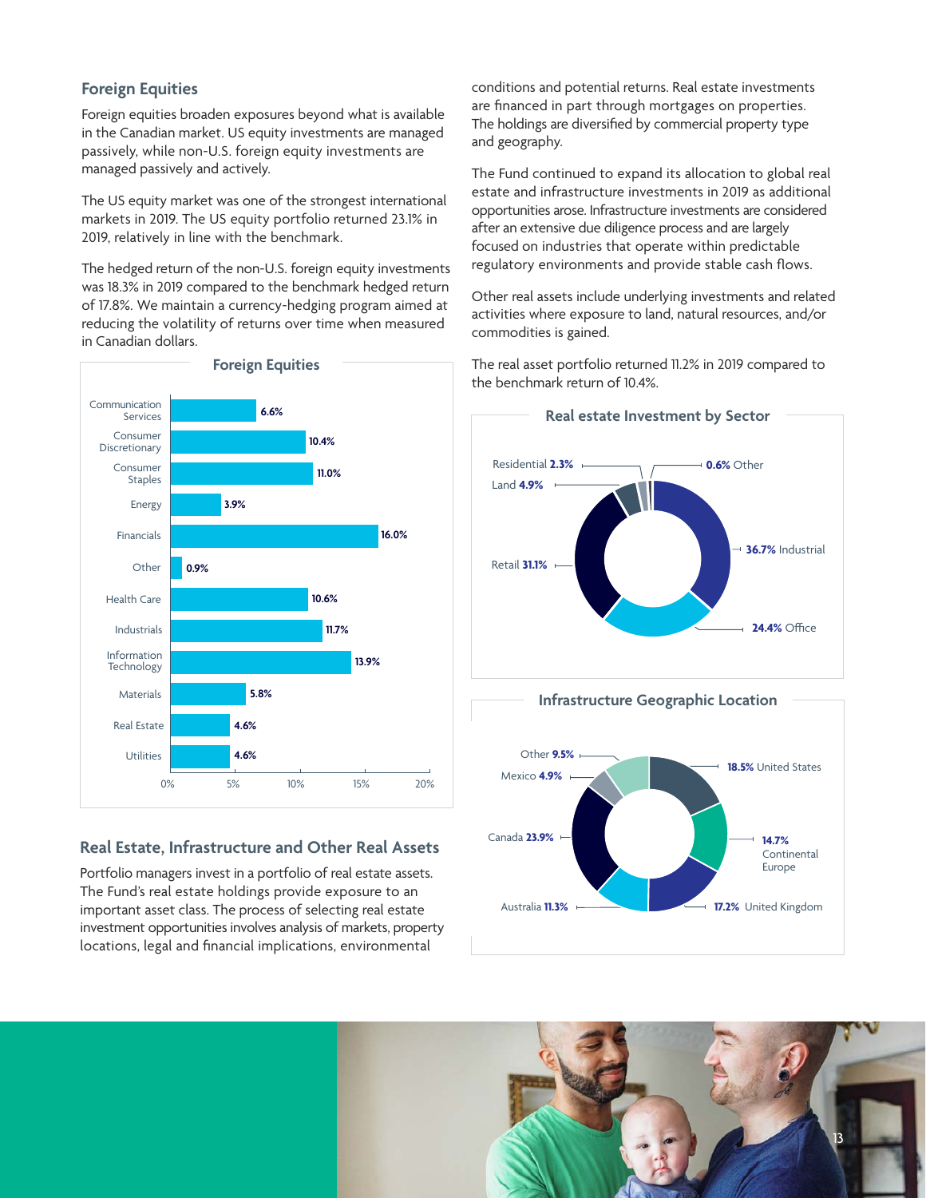## Foreign Equities

Foreign equities broaden exposures beyond what is available in the Canadian market. US equity investments are managed passively, while non-U.S. foreign equity investments are managed passively and actively.

The US equity market was one of the strongest international markets in 2019. The US equity portfolio returned 23.1% in 2019, relatively in line with the benchmark.

The hedged return of the non-U.S. foreign equity investments was 18.3% in 2019 compared to the benchmark hedged return of 17.8%. We maintain a currency-hedging program aimed at reducing the volatility of returns over time when measured in Canadian dollars.

**Foreign Equities**

| Sector | % |
|---|---|
| Communication Services | 6.6% |
| Consumer Discretionary | 10.4% |
| Consumer Staples | 11.0% |
| Energy | 3.9% |
| Financials | 16.0% |
| Other | 0.9% |
| Health Care | 10.6% |
| Industrials | 11.7% |
| Information Technology | 13.9% |
| Materials | 5.8% |
| Real Estate | 4.6% |
| Utilities | 4.6% |

## Real Estate, Infrastructure and Other Real Assets

Portfolio managers invest in a portfolio of real estate assets. The Fund's real estate holdings provide exposure to an important asset class. The process of selecting real estate investment opportunities involves analysis of markets, property locations, legal and financial implications, environmental conditions and potential returns. Real estate investments are financed in part through mortgages on properties. The holdings are diversified by commercial property type and geography.

The Fund continued to expand its allocation to global real estate and infrastructure investments in 2019 as additional opportunities arose. Infrastructure investments are considered after an extensive due diligence process and are largely focused on industries that operate within predictable regulatory environments and provide stable cash flows.

Other real assets include underlying investments and related activities where exposure to land, natural resources, and/or commodities is gained.

The real asset portfolio returned 11.2% in 2019 compared to the benchmark return of 10.4%.

**Real estate Investment by Sector**

| Sector | % |
|---|---|
| Industrial | 36.7% |
| Office | 24.4% |
| Retail | 31.1% |
| Land | 4.9% |
| Residential | 2.3% |
| Other | 0.6% |

**Infrastructure Geographic Location**

| Location | % |
|---|---|
| United States | 18.5% |
| Continental Europe | 14.7% |
| United Kingdom | 17.2% |
| Australia | 11.3% |
| Canada | 23.9% |
| Mexico | 4.9% |
| Other | 9.5% |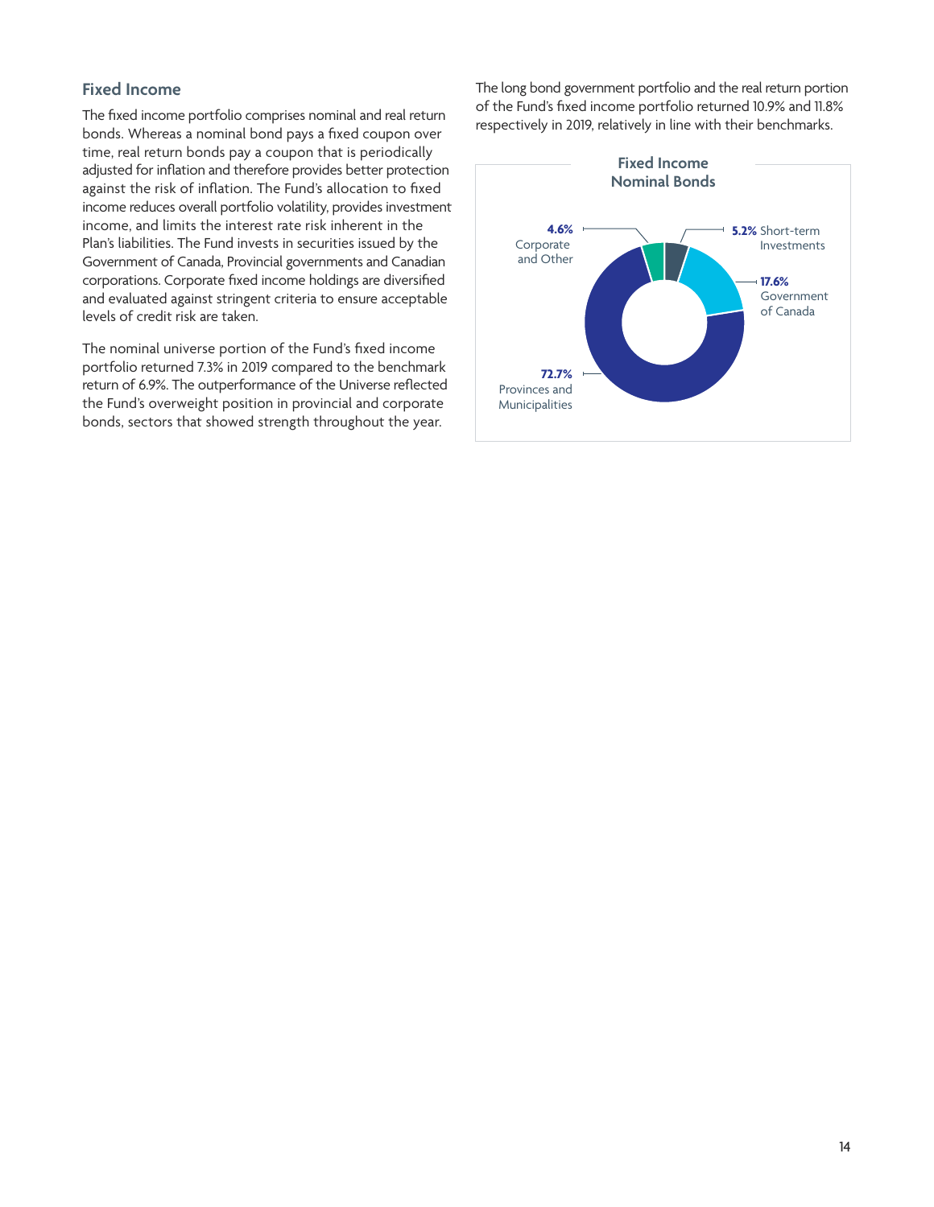## Fixed Income

The fixed income portfolio comprises nominal and real return bonds. Whereas a nominal bond pays a fixed coupon over time, real return bonds pay a coupon that is periodically adjusted for inflation and therefore provides better protection against the risk of inflation. The Fund's allocation to fixed income reduces overall portfolio volatility, provides investment income, and limits the interest rate risk inherent in the Plan's liabilities. The Fund invests in securities issued by the Government of Canada, Provincial governments and Canadian corporations. Corporate fixed income holdings are diversified and evaluated against stringent criteria to ensure acceptable levels of credit risk are taken.

The nominal universe portion of the Fund's fixed income portfolio returned 7.3% in 2019 compared to the benchmark return of 6.9%. The outperformance of the Universe reflected the Fund's overweight position in provincial and corporate bonds, sectors that showed strength throughout the year.

The long bond government portfolio and the real return portion of the Fund's fixed income portfolio returned 10.9% and 11.8% respectively in 2019, relatively in line with their benchmarks.

**Fixed Income Nominal Bonds**

| Category | % |
| --- | --- |
| Short-term Investments | 5.2% |
| Government of Canada | 17.6% |
| Provinces and Municipalities | 72.7% |
| Corporate and Other | 4.6% |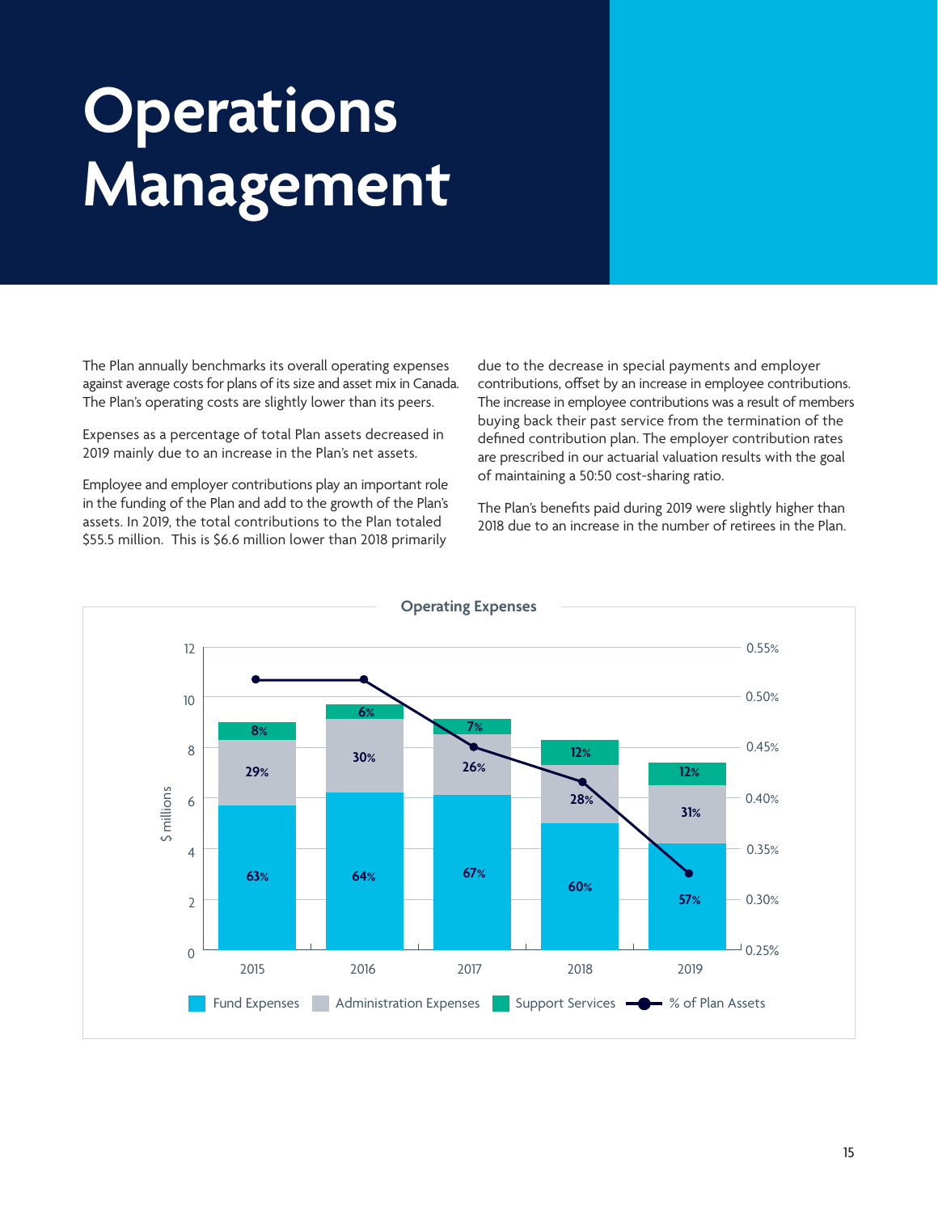# Operations Management

The Plan annually benchmarks its overall operating expenses against average costs for plans of its size and asset mix in Canada. The Plan's operating costs are slightly lower than its peers.

Expenses as a percentage of total Plan assets decreased in 2019 mainly due to an increase in the Plan's net assets.

Employee and employer contributions play an important role in the funding of the Plan and add to the growth of the Plan's assets. In 2019, the total contributions to the Plan totaled $55.5 million. This is $6.6 million lower than 2018 primarily due to the decrease in special payments and employer contributions, offset by an increase in employee contributions. The increase in employee contributions was a result of members buying back their past service from the termination of the defined contribution plan. The employer contribution rates are prescribed in our actuarial valuation results with the goal of maintaining a 50:50 cost-sharing ratio.

The Plan's benefits paid during 2019 were slightly higher than 2018 due to an increase in the number of retirees in the Plan.

**Operating Expenses**

| Year | Fund Expenses | Administration Expenses | Support Services |
|---|---|---|---|
| 2015 | 63% | 29% | 8% |
| 2016 | 64% | 30% | 6% |
| 2017 | 67% | 26% | 7% |
| 2018 | 60% | 28% | 12% |
| 2019 | 57% | 31% | 12% |

$ millions (left axis: 0–12); % of Plan Assets (right axis: 0.25%–0.55%)

Fund Expenses · Administration Expenses · Support Services · % of Plan Assets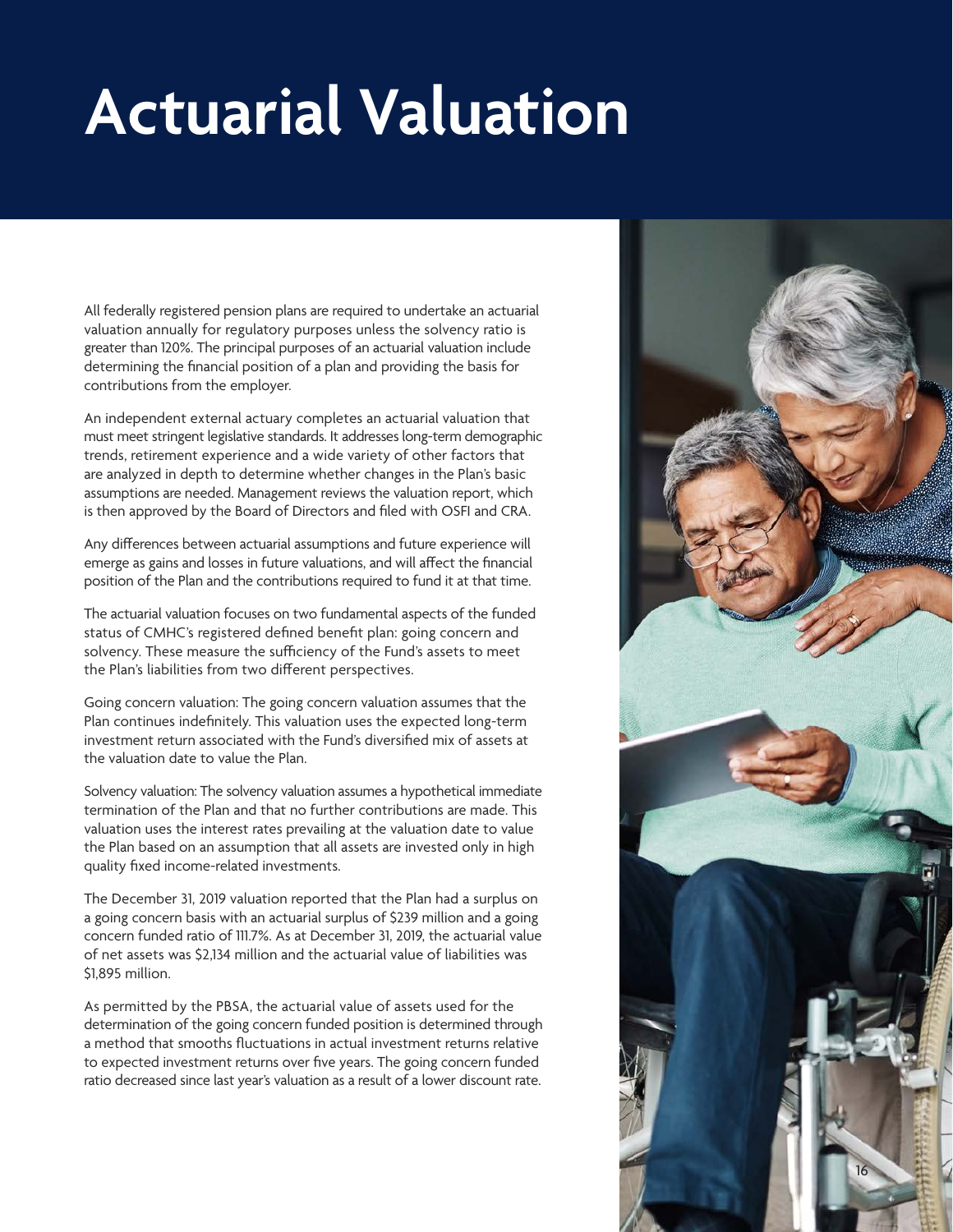# Actuarial Valuation

All federally registered pension plans are required to undertake an actuarial valuation annually for regulatory purposes unless the solvency ratio is greater than 120%. The principal purposes of an actuarial valuation include determining the financial position of a plan and providing the basis for contributions from the employer.

An independent external actuary completes an actuarial valuation that must meet stringent legislative standards. It addresses long-term demographic trends, retirement experience and a wide variety of other factors that are analyzed in depth to determine whether changes in the Plan's basic assumptions are needed. Management reviews the valuation report, which is then approved by the Board of Directors and filed with OSFI and CRA.

Any differences between actuarial assumptions and future experience will emerge as gains and losses in future valuations, and will affect the financial position of the Plan and the contributions required to fund it at that time.

The actuarial valuation focuses on two fundamental aspects of the funded status of CMHC's registered defined benefit plan: going concern and solvency. These measure the sufficiency of the Fund's assets to meet the Plan's liabilities from two different perspectives.

Going concern valuation: The going concern valuation assumes that the Plan continues indefinitely. This valuation uses the expected long-term investment return associated with the Fund's diversified mix of assets at the valuation date to value the Plan.

Solvency valuation: The solvency valuation assumes a hypothetical immediate termination of the Plan and that no further contributions are made. This valuation uses the interest rates prevailing at the valuation date to value the Plan based on an assumption that all assets are invested only in high quality fixed income-related investments.

The December 31, 2019 valuation reported that the Plan had a surplus on a going concern basis with an actuarial surplus of $239 million and a going concern funded ratio of 111.7%. As at December 31, 2019, the actuarial value of net assets was $2,134 million and the actuarial value of liabilities was $1,895 million.

As permitted by the PBSA, the actuarial value of assets used for the determination of the going concern funded position is determined through a method that smooths fluctuations in actual investment returns relative to expected investment returns over five years. The going concern funded ratio decreased since last year's valuation as a result of a lower discount rate.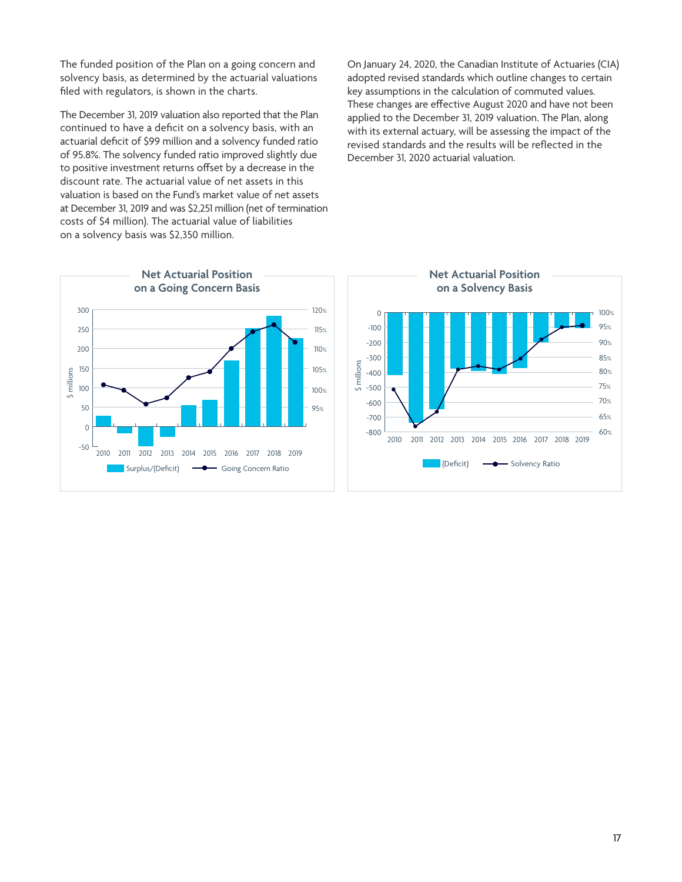The funded position of the Plan on a going concern and solvency basis, as determined by the actuarial valuations filed with regulators, is shown in the charts.

The December 31, 2019 valuation also reported that the Plan continued to have a deficit on a solvency basis, with an actuarial deficit of $99 million and a solvency funded ratio of 95.8%. The solvency funded ratio improved slightly due to positive investment returns offset by a decrease in the discount rate. The actuarial value of net assets in this valuation is based on the Fund's market value of net assets at December 31, 2019 and was $2,251 million (net of termination costs of $4 million). The actuarial value of liabilities on a solvency basis was $2,350 million.

On January 24, 2020, the Canadian Institute of Actuaries (CIA) adopted revised standards which outline changes to certain key assumptions in the calculation of commuted values. These changes are effective August 2020 and have not been applied to the December 31, 2019 valuation. The Plan, along with its external actuary, will be assessing the impact of the revised standards and the results will be reflected in the December 31, 2020 actuarial valuation.

**Net Actuarial Position on a Going Concern Basis**

**Net Actuarial Position on a Solvency Basis**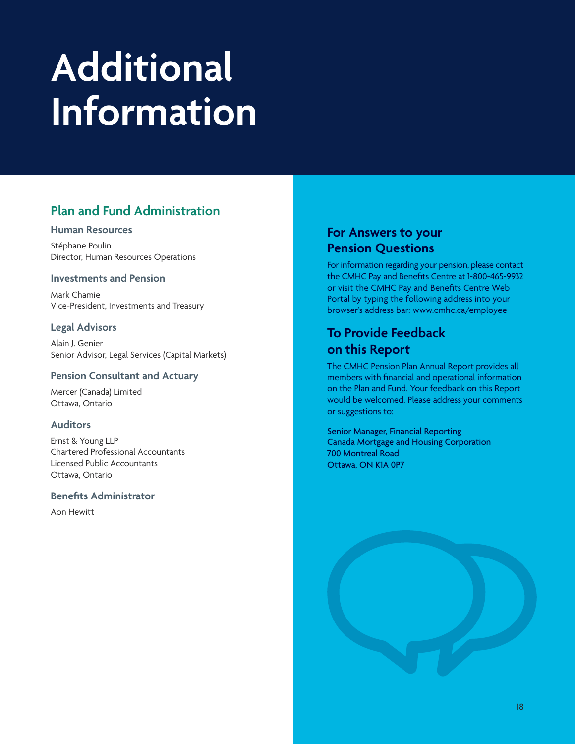# Additional Information

## Plan and Fund Administration

### Human Resources

Stéphane Poulin
Director, Human Resources Operations

### Investments and Pension

Mark Chamie
Vice-President, Investments and Treasury

### Legal Advisors

Alain J. Genier
Senior Advisor, Legal Services (Capital Markets)

### Pension Consultant and Actuary

Mercer (Canada) Limited
Ottawa, Ontario

### Auditors

Ernst & Young LLP
Chartered Professional Accountants
Licensed Public Accountants
Ottawa, Ontario

### Benefits Administrator

Aon Hewitt

## For Answers to your Pension Questions

For information regarding your pension, please contact the CMHC Pay and Benefits Centre at 1-800-465-9932 or visit the CMHC Pay and Benefits Centre Web Portal by typing the following address into your browser's address bar: www.cmhc.ca/employee

## To Provide Feedback on this Report

The CMHC Pension Plan Annual Report provides all members with financial and operational information on the Plan and Fund. Your feedback on this Report would be welcomed. Please address your comments or suggestions to:

Senior Manager, Financial Reporting
Canada Mortgage and Housing Corporation
700 Montreal Road
Ottawa, ON K1A 0P7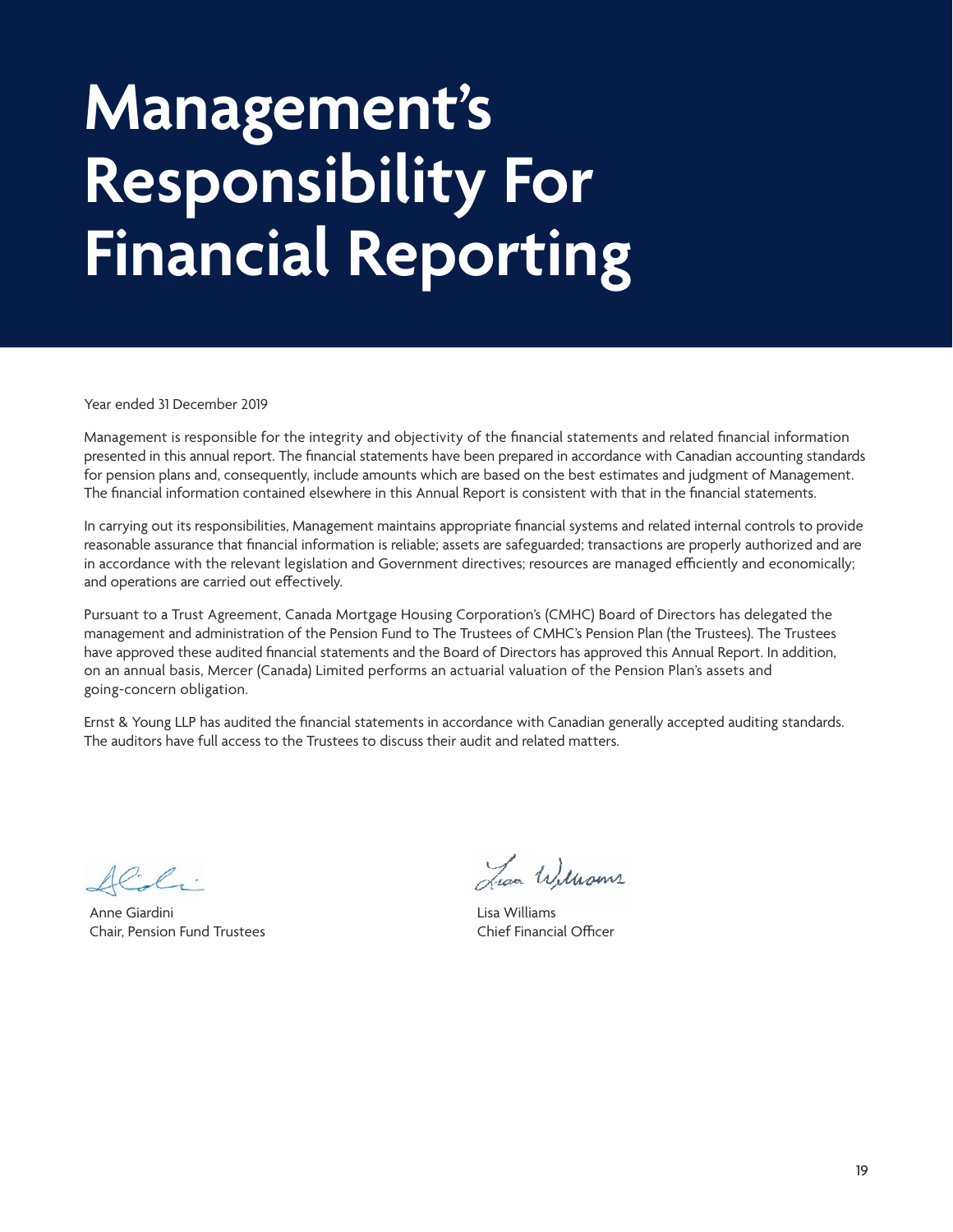# Management's Responsibility For Financial Reporting

Year ended 31 December 2019

Management is responsible for the integrity and objectivity of the financial statements and related financial information presented in this annual report. The financial statements have been prepared in accordance with Canadian accounting standards for pension plans and, consequently, include amounts which are based on the best estimates and judgment of Management. The financial information contained elsewhere in this Annual Report is consistent with that in the financial statements.

In carrying out its responsibilities, Management maintains appropriate financial systems and related internal controls to provide reasonable assurance that financial information is reliable; assets are safeguarded; transactions are properly authorized and are in accordance with the relevant legislation and Government directives; resources are managed efficiently and economically; and operations are carried out effectively.

Pursuant to a Trust Agreement, Canada Mortgage Housing Corporation's (CMHC) Board of Directors has delegated the management and administration of the Pension Fund to The Trustees of CMHC's Pension Plan (the Trustees). The Trustees have approved these audited financial statements and the Board of Directors has approved this Annual Report. In addition, on an annual basis, Mercer (Canada) Limited performs an actuarial valuation of the Pension Plan's assets and going-concern obligation.

Ernst & Young LLP has audited the financial statements in accordance with Canadian generally accepted auditing standards. The auditors have full access to the Trustees to discuss their audit and related matters.

Anne Giardini
Chair, Pension Fund Trustees

Lisa Williams
Chief Financial Officer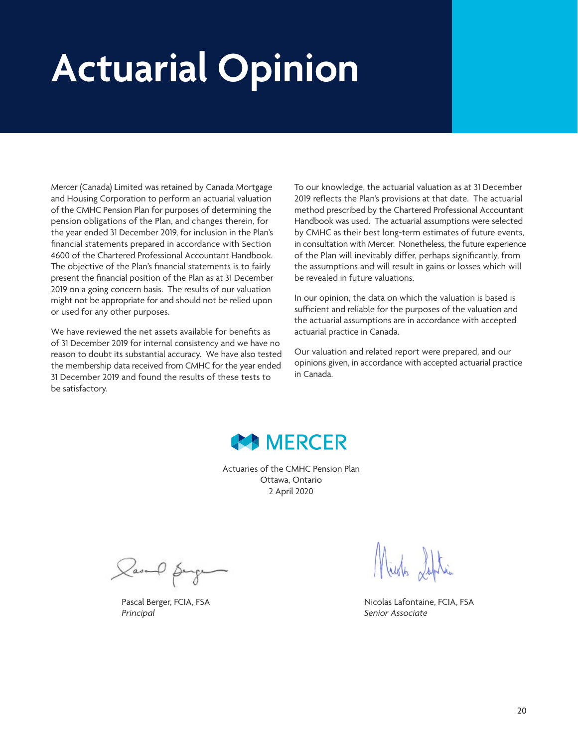# Actuarial Opinion

Mercer (Canada) Limited was retained by Canada Mortgage and Housing Corporation to perform an actuarial valuation of the CMHC Pension Plan for purposes of determining the pension obligations of the Plan, and changes therein, for the year ended 31 December 2019, for inclusion in the Plan's financial statements prepared in accordance with Section 4600 of the Chartered Professional Accountant Handbook. The objective of the Plan's financial statements is to fairly present the financial position of the Plan as at 31 December 2019 on a going concern basis. The results of our valuation might not be appropriate for and should not be relied upon or used for any other purposes.

We have reviewed the net assets available for benefits as of 31 December 2019 for internal consistency and we have no reason to doubt its substantial accuracy. We have also tested the membership data received from CMHC for the year ended 31 December 2019 and found the results of these tests to be satisfactory.

To our knowledge, the actuarial valuation as at 31 December 2019 reflects the Plan's provisions at that date. The actuarial method prescribed by the Chartered Professional Accountant Handbook was used. The actuarial assumptions were selected by CMHC as their best long-term estimates of future events, in consultation with Mercer. Nonetheless, the future experience of the Plan will inevitably differ, perhaps significantly, from the assumptions and will result in gains or losses which will be revealed in future valuations.

In our opinion, the data on which the valuation is based is sufficient and reliable for the purposes of the valuation and the actuarial assumptions are in accordance with accepted actuarial practice in Canada.

Our valuation and related report were prepared, and our opinions given, in accordance with accepted actuarial practice in Canada.

MERCER

Actuaries of the CMHC Pension Plan
Ottawa, Ontario
2 April 2020

Pascal Berger, FCIA, FSA
*Principal*

Nicolas Lafontaine, FCIA, FSA
*Senior Associate*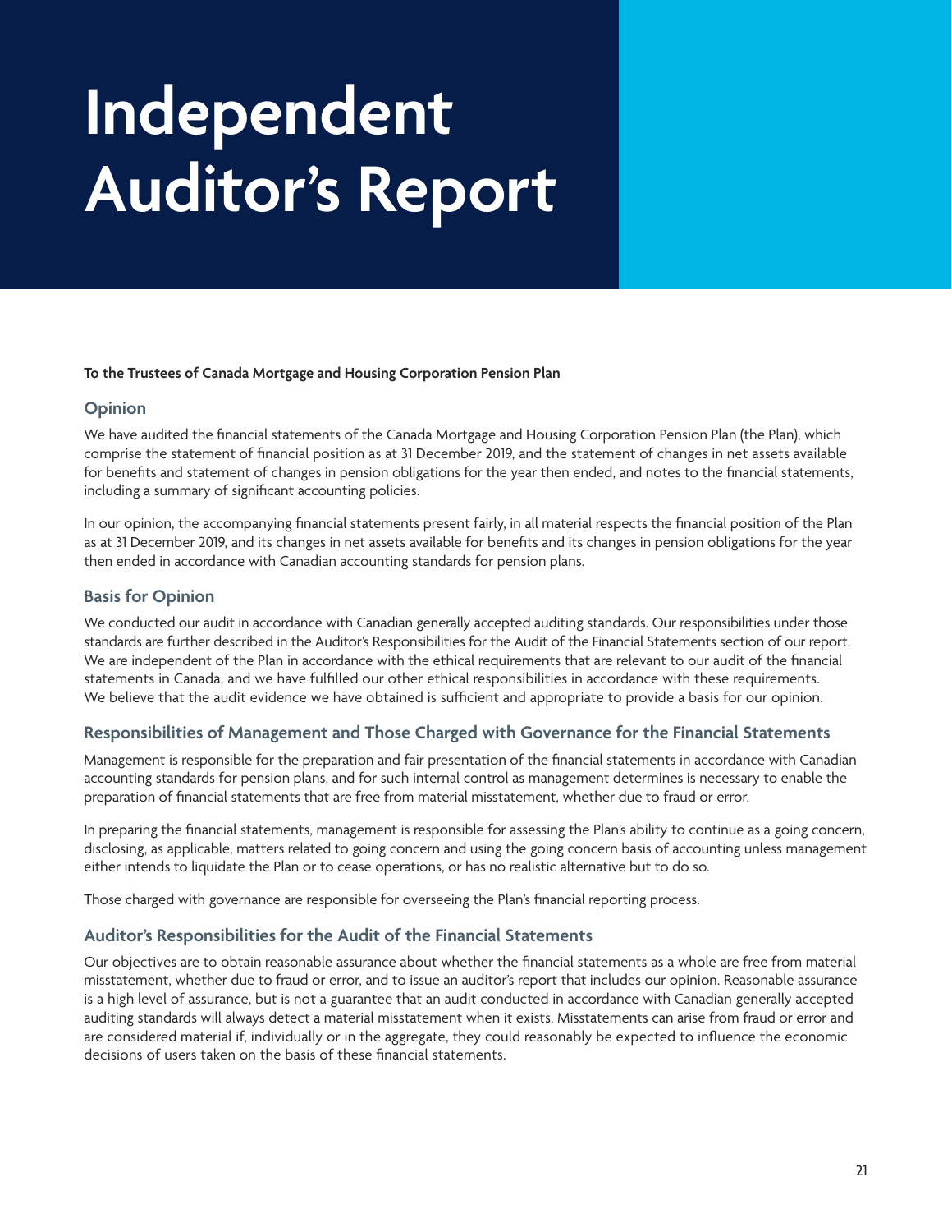# Independent Auditor's Report

**To the Trustees of Canada Mortgage and Housing Corporation Pension Plan**

## Opinion

We have audited the financial statements of the Canada Mortgage and Housing Corporation Pension Plan (the Plan), which comprise the statement of financial position as at 31 December 2019, and the statement of changes in net assets available for benefits and statement of changes in pension obligations for the year then ended, and notes to the financial statements, including a summary of significant accounting policies.

In our opinion, the accompanying financial statements present fairly, in all material respects the financial position of the Plan as at 31 December 2019, and its changes in net assets available for benefits and its changes in pension obligations for the year then ended in accordance with Canadian accounting standards for pension plans.

## Basis for Opinion

We conducted our audit in accordance with Canadian generally accepted auditing standards. Our responsibilities under those standards are further described in the Auditor's Responsibilities for the Audit of the Financial Statements section of our report. We are independent of the Plan in accordance with the ethical requirements that are relevant to our audit of the financial statements in Canada, and we have fulfilled our other ethical responsibilities in accordance with these requirements. We believe that the audit evidence we have obtained is sufficient and appropriate to provide a basis for our opinion.

## Responsibilities of Management and Those Charged with Governance for the Financial Statements

Management is responsible for the preparation and fair presentation of the financial statements in accordance with Canadian accounting standards for pension plans, and for such internal control as management determines is necessary to enable the preparation of financial statements that are free from material misstatement, whether due to fraud or error.

In preparing the financial statements, management is responsible for assessing the Plan's ability to continue as a going concern, disclosing, as applicable, matters related to going concern and using the going concern basis of accounting unless management either intends to liquidate the Plan or to cease operations, or has no realistic alternative but to do so.

Those charged with governance are responsible for overseeing the Plan's financial reporting process.

## Auditor's Responsibilities for the Audit of the Financial Statements

Our objectives are to obtain reasonable assurance about whether the financial statements as a whole are free from material misstatement, whether due to fraud or error, and to issue an auditor's report that includes our opinion. Reasonable assurance is a high level of assurance, but is not a guarantee that an audit conducted in accordance with Canadian generally accepted auditing standards will always detect a material misstatement when it exists. Misstatements can arise from fraud or error and are considered material if, individually or in the aggregate, they could reasonably be expected to influence the economic decisions of users taken on the basis of these financial statements.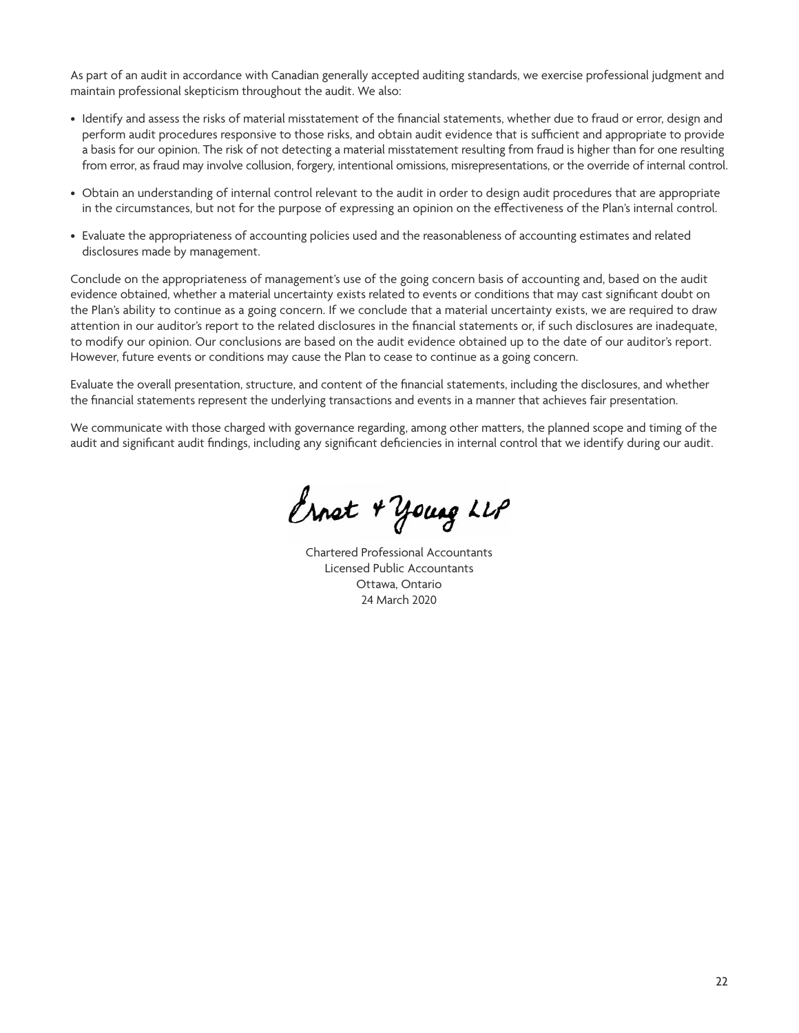As part of an audit in accordance with Canadian generally accepted auditing standards, we exercise professional judgment and maintain professional skepticism throughout the audit. We also:

- Identify and assess the risks of material misstatement of the financial statements, whether due to fraud or error, design and perform audit procedures responsive to those risks, and obtain audit evidence that is sufficient and appropriate to provide a basis for our opinion. The risk of not detecting a material misstatement resulting from fraud is higher than for one resulting from error, as fraud may involve collusion, forgery, intentional omissions, misrepresentations, or the override of internal control.
- Obtain an understanding of internal control relevant to the audit in order to design audit procedures that are appropriate in the circumstances, but not for the purpose of expressing an opinion on the effectiveness of the Plan's internal control.
- Evaluate the appropriateness of accounting policies used and the reasonableness of accounting estimates and related disclosures made by management.

Conclude on the appropriateness of management's use of the going concern basis of accounting and, based on the audit evidence obtained, whether a material uncertainty exists related to events or conditions that may cast significant doubt on the Plan's ability to continue as a going concern. If we conclude that a material uncertainty exists, we are required to draw attention in our auditor's report to the related disclosures in the financial statements or, if such disclosures are inadequate, to modify our opinion. Our conclusions are based on the audit evidence obtained up to the date of our auditor's report. However, future events or conditions may cause the Plan to cease to continue as a going concern.

Evaluate the overall presentation, structure, and content of the financial statements, including the disclosures, and whether the financial statements represent the underlying transactions and events in a manner that achieves fair presentation.

We communicate with those charged with governance regarding, among other matters, the planned scope and timing of the audit and significant audit findings, including any significant deficiencies in internal control that we identify during our audit.

Ernst & Young LLP

Chartered Professional Accountants
Licensed Public Accountants
Ottawa, Ontario
24 March 2020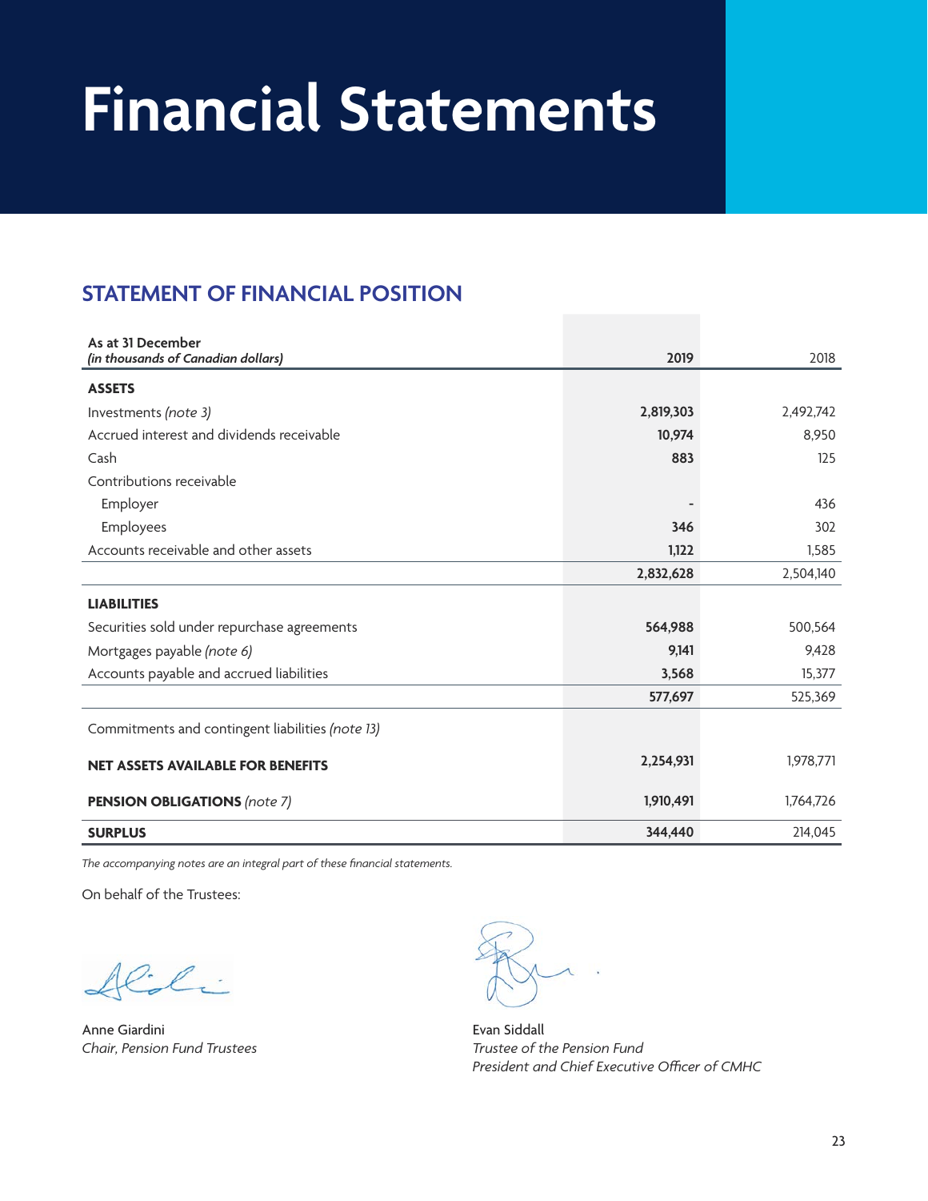# Financial Statements

## STATEMENT OF FINANCIAL POSITION

| As at 31 December<br>*(in thousands of Canadian dollars)* | 2019 | 2018 |
|---|---|---|
| **ASSETS** | | |
| Investments *(note 3)* | **2,819,303** | 2,492,742 |
| Accrued interest and dividends receivable | **10,974** | 8,950 |
| Cash | **883** | 125 |
| Contributions receivable | | |
| Employer | **-** | 436 |
| Employees | **346** | 302 |
| Accounts receivable and other assets | **1,122** | 1,585 |
| | **2,832,628** | 2,504,140 |
| **LIABILITIES** | | |
| Securities sold under repurchase agreements | **564,988** | 500,564 |
| Mortgages payable *(note 6)* | **9,141** | 9,428 |
| Accounts payable and accrued liabilities | **3,568** | 15,377 |
| | **577,697** | 525,369 |
| Commitments and contingent liabilities *(note 13)* | | |
| **NET ASSETS AVAILABLE FOR BENEFITS** | **2,254,931** | 1,978,771 |
| **PENSION OBLIGATIONS** *(note 7)* | **1,910,491** | 1,764,726 |
| **SURPLUS** | **344,440** | 214,045 |

*The accompanying notes are an integral part of these financial statements.*

On behalf of the Trustees:

Anne Giardini
*Chair, Pension Fund Trustees*

Evan Siddall
*Trustee of the Pension Fund*
*President and Chief Executive Officer of CMHC*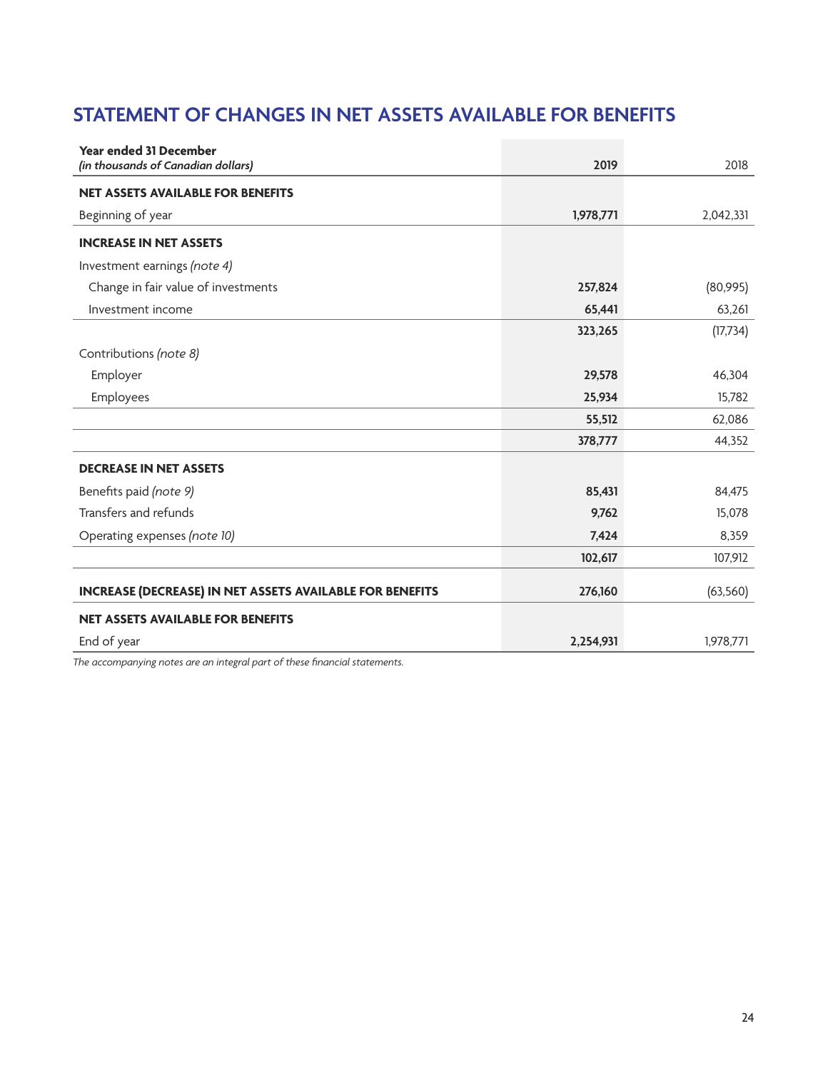# STATEMENT OF CHANGES IN NET ASSETS AVAILABLE FOR BENEFITS

| **Year ended 31 December** *(in thousands of Canadian dollars)* | **2019** | 2018 |
|---|---|---|
| **NET ASSETS AVAILABLE FOR BENEFITS** | | |
| Beginning of year | **1,978,771** | 2,042,331 |
| **INCREASE IN NET ASSETS** | | |
| Investment earnings *(note 4)* | | |
| Change in fair value of investments | **257,824** | (80,995) |
| Investment income | **65,441** | 63,261 |
| | **323,265** | (17,734) |
| Contributions *(note 8)* | | |
| Employer | **29,578** | 46,304 |
| Employees | **25,934** | 15,782 |
| | **55,512** | 62,086 |
| | **378,777** | 44,352 |
| **DECREASE IN NET ASSETS** | | |
| Benefits paid *(note 9)* | **85,431** | 84,475 |
| Transfers and refunds | **9,762** | 15,078 |
| Operating expenses *(note 10)* | **7,424** | 8,359 |
| | **102,617** | 107,912 |
| **INCREASE (DECREASE) IN NET ASSETS AVAILABLE FOR BENEFITS** | **276,160** | (63,560) |
| **NET ASSETS AVAILABLE FOR BENEFITS** | | |
| End of year | **2,254,931** | 1,978,771 |

*The accompanying notes are an integral part of these financial statements.*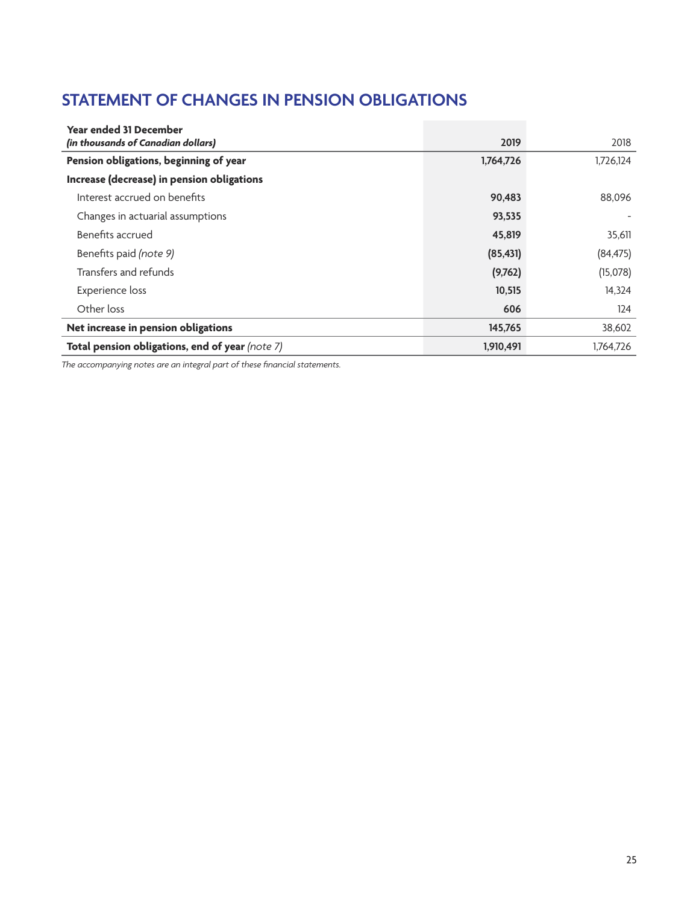## STATEMENT OF CHANGES IN PENSION OBLIGATIONS

| Year ended 31 December *(in thousands of Canadian dollars)* | 2019 | 2018 |
|---|---|---|
| **Pension obligations, beginning of year** | **1,764,726** | 1,726,124 |
| **Increase (decrease) in pension obligations** | | |
| Interest accrued on benefits | **90,483** | 88,096 |
| Changes in actuarial assumptions | **93,535** | - |
| Benefits accrued | **45,819** | 35,611 |
| Benefits paid *(note 9)* | **(85,431)** | (84,475) |
| Transfers and refunds | **(9,762)** | (15,078) |
| Experience loss | **10,515** | 14,324 |
| Other loss | **606** | 124 |
| **Net increase in pension obligations** | **145,765** | 38,602 |
| **Total pension obligations, end of year** *(note 7)* | **1,910,491** | 1,764,726 |

*The accompanying notes are an integral part of these financial statements.*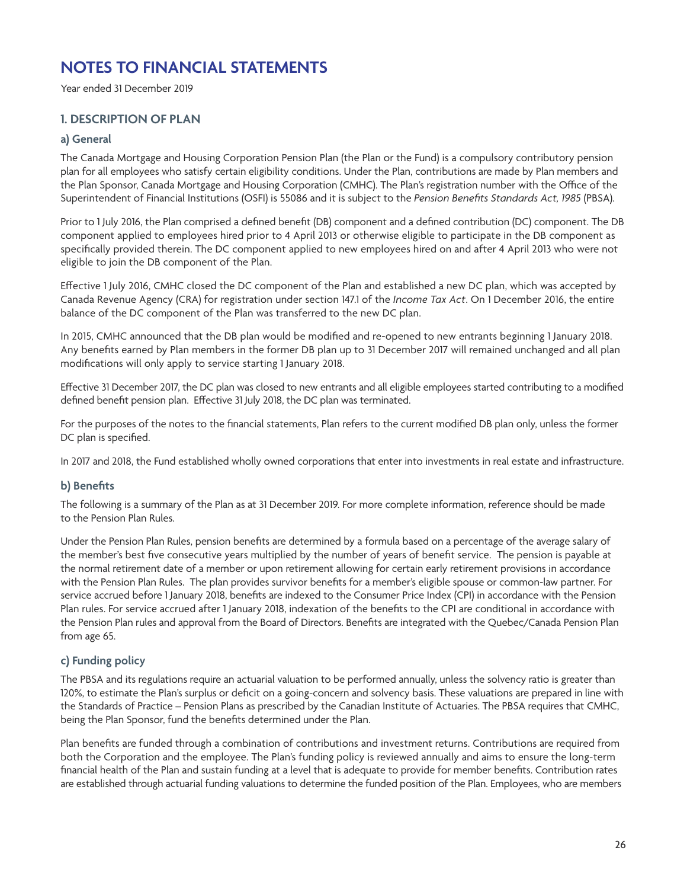# NOTES TO FINANCIAL STATEMENTS

Year ended 31 December 2019

## 1. DESCRIPTION OF PLAN

### a) General

The Canada Mortgage and Housing Corporation Pension Plan (the Plan or the Fund) is a compulsory contributory pension plan for all employees who satisfy certain eligibility conditions. Under the Plan, contributions are made by Plan members and the Plan Sponsor, Canada Mortgage and Housing Corporation (CMHC). The Plan's registration number with the Office of the Superintendent of Financial Institutions (OSFI) is 55086 and it is subject to the *Pension Benefits Standards Act, 1985* (PBSA).

Prior to 1 July 2016, the Plan comprised a defined benefit (DB) component and a defined contribution (DC) component. The DB component applied to employees hired prior to 4 April 2013 or otherwise eligible to participate in the DB component as specifically provided therein. The DC component applied to new employees hired on and after 4 April 2013 who were not eligible to join the DB component of the Plan.

Effective 1 July 2016, CMHC closed the DC component of the Plan and established a new DC plan, which was accepted by Canada Revenue Agency (CRA) for registration under section 147.1 of the *Income Tax Act*. On 1 December 2016, the entire balance of the DC component of the Plan was transferred to the new DC plan.

In 2015, CMHC announced that the DB plan would be modified and re-opened to new entrants beginning 1 January 2018. Any benefits earned by Plan members in the former DB plan up to 31 December 2017 will remained unchanged and all plan modifications will only apply to service starting 1 January 2018.

Effective 31 December 2017, the DC plan was closed to new entrants and all eligible employees started contributing to a modified defined benefit pension plan. Effective 31 July 2018, the DC plan was terminated.

For the purposes of the notes to the financial statements, Plan refers to the current modified DB plan only, unless the former DC plan is specified.

In 2017 and 2018, the Fund established wholly owned corporations that enter into investments in real estate and infrastructure.

### b) Benefits

The following is a summary of the Plan as at 31 December 2019. For more complete information, reference should be made to the Pension Plan Rules.

Under the Pension Plan Rules, pension benefits are determined by a formula based on a percentage of the average salary of the member's best five consecutive years multiplied by the number of years of benefit service. The pension is payable at the normal retirement date of a member or upon retirement allowing for certain early retirement provisions in accordance with the Pension Plan Rules. The plan provides survivor benefits for a member's eligible spouse or common-law partner. For service accrued before 1 January 2018, benefits are indexed to the Consumer Price Index (CPI) in accordance with the Pension Plan rules. For service accrued after 1 January 2018, indexation of the benefits to the CPI are conditional in accordance with the Pension Plan rules and approval from the Board of Directors. Benefits are integrated with the Quebec/Canada Pension Plan from age 65.

### c) Funding policy

The PBSA and its regulations require an actuarial valuation to be performed annually, unless the solvency ratio is greater than 120%, to estimate the Plan's surplus or deficit on a going-concern and solvency basis. These valuations are prepared in line with the Standards of Practice – Pension Plans as prescribed by the Canadian Institute of Actuaries. The PBSA requires that CMHC, being the Plan Sponsor, fund the benefits determined under the Plan.

Plan benefits are funded through a combination of contributions and investment returns. Contributions are required from both the Corporation and the employee. The Plan's funding policy is reviewed annually and aims to ensure the long-term financial health of the Plan and sustain funding at a level that is adequate to provide for member benefits. Contribution rates are established through actuarial funding valuations to determine the funded position of the Plan. Employees, who are members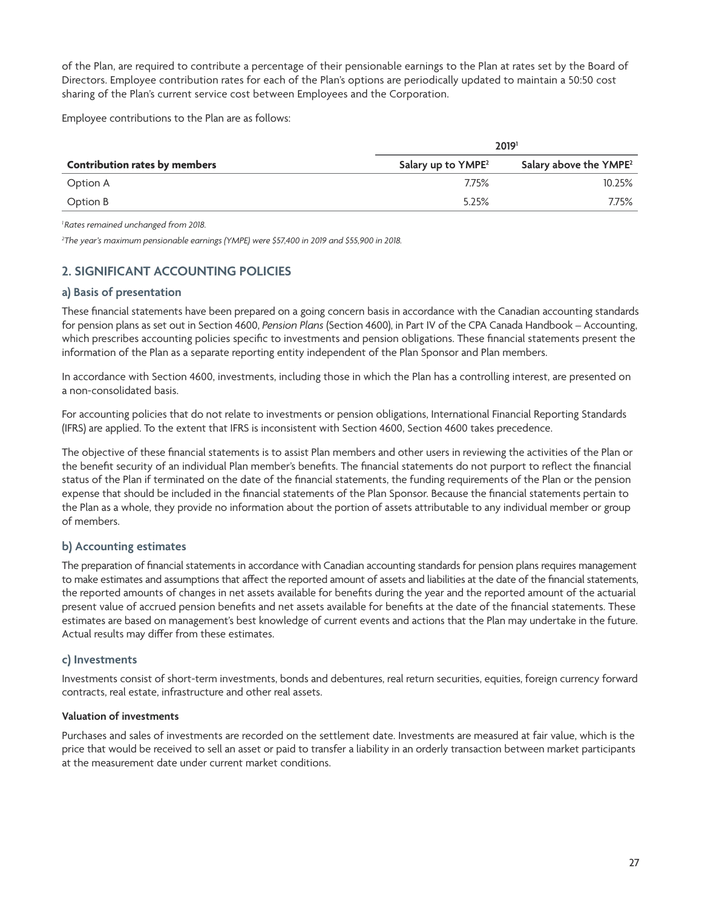of the Plan, are required to contribute a percentage of their pensionable earnings to the Plan at rates set by the Board of Directors. Employee contribution rates for each of the Plan's options are periodically updated to maintain a 50:50 cost sharing of the Plan's current service cost between Employees and the Corporation.

Employee contributions to the Plan are as follows:

| | 2019[1] | |
|---|---|---|
| **Contribution rates by members** | **Salary up to YMPE[2]** | **Salary above the YMPE[2]** |
| Option A | 7.75% | 10.25% |
| Option B | 5.25% | 7.75% |

*[1]Rates remained unchanged from 2018.*

*[2]The year's maximum pensionable earnings (YMPE) were $57,400 in 2019 and $55,900 in 2018.*

## 2. SIGNIFICANT ACCOUNTING POLICIES

### a) Basis of presentation

These financial statements have been prepared on a going concern basis in accordance with the Canadian accounting standards for pension plans as set out in Section 4600, *Pension Plans* (Section 4600), in Part IV of the CPA Canada Handbook – Accounting, which prescribes accounting policies specific to investments and pension obligations. These financial statements present the information of the Plan as a separate reporting entity independent of the Plan Sponsor and Plan members.

In accordance with Section 4600, investments, including those in which the Plan has a controlling interest, are presented on a non-consolidated basis.

For accounting policies that do not relate to investments or pension obligations, International Financial Reporting Standards (IFRS) are applied. To the extent that IFRS is inconsistent with Section 4600, Section 4600 takes precedence.

The objective of these financial statements is to assist Plan members and other users in reviewing the activities of the Plan or the benefit security of an individual Plan member's benefits. The financial statements do not purport to reflect the financial status of the Plan if terminated on the date of the financial statements, the funding requirements of the Plan or the pension expense that should be included in the financial statements of the Plan Sponsor. Because the financial statements pertain to the Plan as a whole, they provide no information about the portion of assets attributable to any individual member or group of members.

### b) Accounting estimates

The preparation of financial statements in accordance with Canadian accounting standards for pension plans requires management to make estimates and assumptions that affect the reported amount of assets and liabilities at the date of the financial statements, the reported amounts of changes in net assets available for benefits during the year and the reported amount of the actuarial present value of accrued pension benefits and net assets available for benefits at the date of the financial statements. These estimates are based on management's best knowledge of current events and actions that the Plan may undertake in the future. Actual results may differ from these estimates.

### c) Investments

Investments consist of short-term investments, bonds and debentures, real return securities, equities, foreign currency forward contracts, real estate, infrastructure and other real assets.

**Valuation of investments**

Purchases and sales of investments are recorded on the settlement date. Investments are measured at fair value, which is the price that would be received to sell an asset or paid to transfer a liability in an orderly transaction between market participants at the measurement date under current market conditions.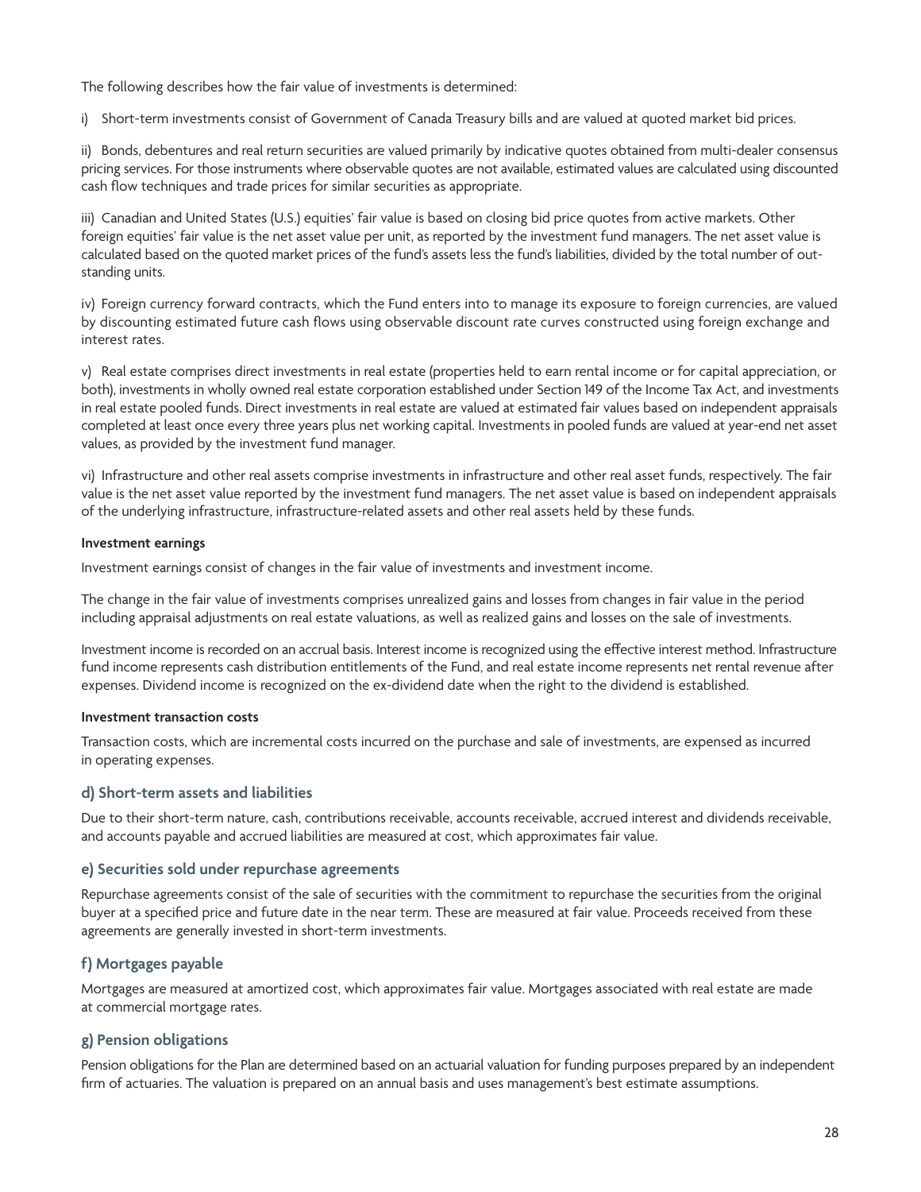The following describes how the fair value of investments is determined:

i) Short-term investments consist of Government of Canada Treasury bills and are valued at quoted market bid prices.

ii) Bonds, debentures and real return securities are valued primarily by indicative quotes obtained from multi-dealer consensus pricing services. For those instruments where observable quotes are not available, estimated values are calculated using discounted cash flow techniques and trade prices for similar securities as appropriate.

iii) Canadian and United States (U.S.) equities' fair value is based on closing bid price quotes from active markets. Other foreign equities' fair value is the net asset value per unit, as reported by the investment fund managers. The net asset value is calculated based on the quoted market prices of the fund's assets less the fund's liabilities, divided by the total number of outstanding units.

iv) Foreign currency forward contracts, which the Fund enters into to manage its exposure to foreign currencies, are valued by discounting estimated future cash flows using observable discount rate curves constructed using foreign exchange and interest rates.

v) Real estate comprises direct investments in real estate (properties held to earn rental income or for capital appreciation, or both), investments in wholly owned real estate corporation established under Section 149 of the Income Tax Act, and investments in real estate pooled funds. Direct investments in real estate are valued at estimated fair values based on independent appraisals completed at least once every three years plus net working capital. Investments in pooled funds are valued at year-end net asset values, as provided by the investment fund manager.

vi) Infrastructure and other real assets comprise investments in infrastructure and other real asset funds, respectively. The fair value is the net asset value reported by the investment fund managers. The net asset value is based on independent appraisals of the underlying infrastructure, infrastructure-related assets and other real assets held by these funds.

**Investment earnings**

Investment earnings consist of changes in the fair value of investments and investment income.

The change in the fair value of investments comprises unrealized gains and losses from changes in fair value in the period including appraisal adjustments on real estate valuations, as well as realized gains and losses on the sale of investments.

Investment income is recorded on an accrual basis. Interest income is recognized using the effective interest method. Infrastructure fund income represents cash distribution entitlements of the Fund, and real estate income represents net rental revenue after expenses. Dividend income is recognized on the ex-dividend date when the right to the dividend is established.

**Investment transaction costs**

Transaction costs, which are incremental costs incurred on the purchase and sale of investments, are expensed as incurred in operating expenses.

## d) Short-term assets and liabilities

Due to their short-term nature, cash, contributions receivable, accounts receivable, accrued interest and dividends receivable, and accounts payable and accrued liabilities are measured at cost, which approximates fair value.

## e) Securities sold under repurchase agreements

Repurchase agreements consist of the sale of securities with the commitment to repurchase the securities from the original buyer at a specified price and future date in the near term. These are measured at fair value. Proceeds received from these agreements are generally invested in short-term investments.

## f) Mortgages payable

Mortgages are measured at amortized cost, which approximates fair value. Mortgages associated with real estate are made at commercial mortgage rates.

## g) Pension obligations

Pension obligations for the Plan are determined based on an actuarial valuation for funding purposes prepared by an independent firm of actuaries. The valuation is prepared on an annual basis and uses management's best estimate assumptions.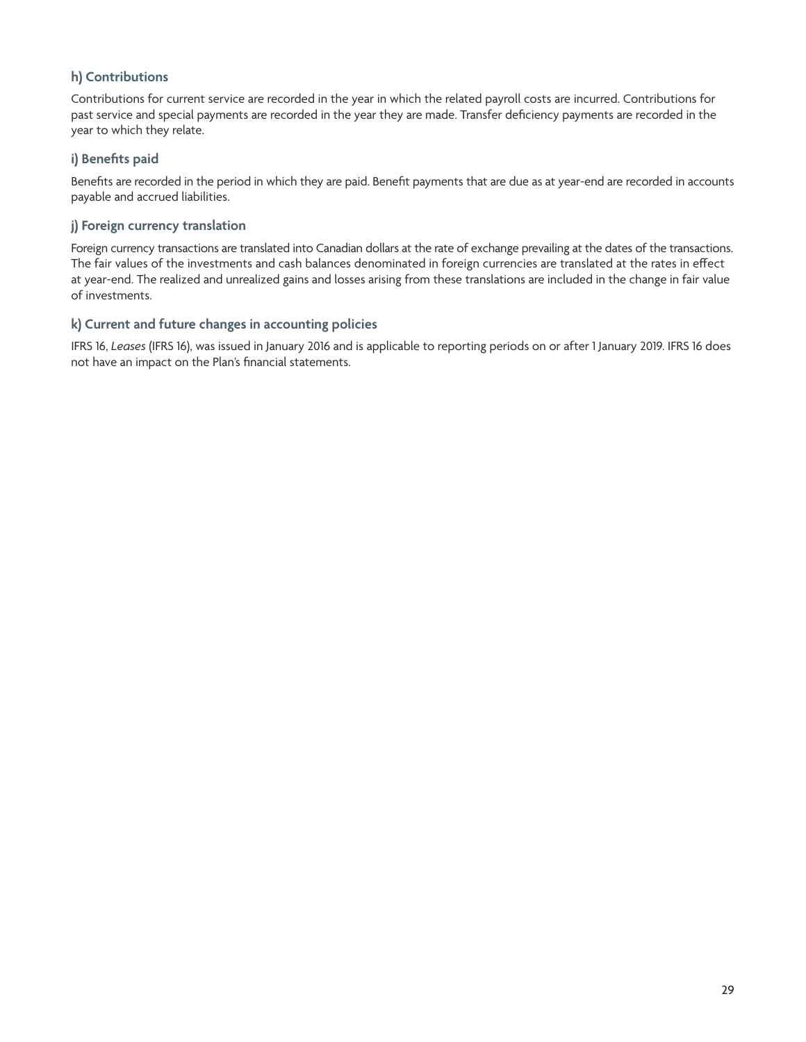### h) Contributions

Contributions for current service are recorded in the year in which the related payroll costs are incurred. Contributions for past service and special payments are recorded in the year they are made. Transfer deficiency payments are recorded in the year to which they relate.

### i) Benefits paid

Benefits are recorded in the period in which they are paid. Benefit payments that are due as at year-end are recorded in accounts payable and accrued liabilities.

### j) Foreign currency translation

Foreign currency transactions are translated into Canadian dollars at the rate of exchange prevailing at the dates of the transactions. The fair values of the investments and cash balances denominated in foreign currencies are translated at the rates in effect at year-end. The realized and unrealized gains and losses arising from these translations are included in the change in fair value of investments.

### k) Current and future changes in accounting policies

IFRS 16, *Leases* (IFRS 16), was issued in January 2016 and is applicable to reporting periods on or after 1 January 2019. IFRS 16 does not have an impact on the Plan's financial statements.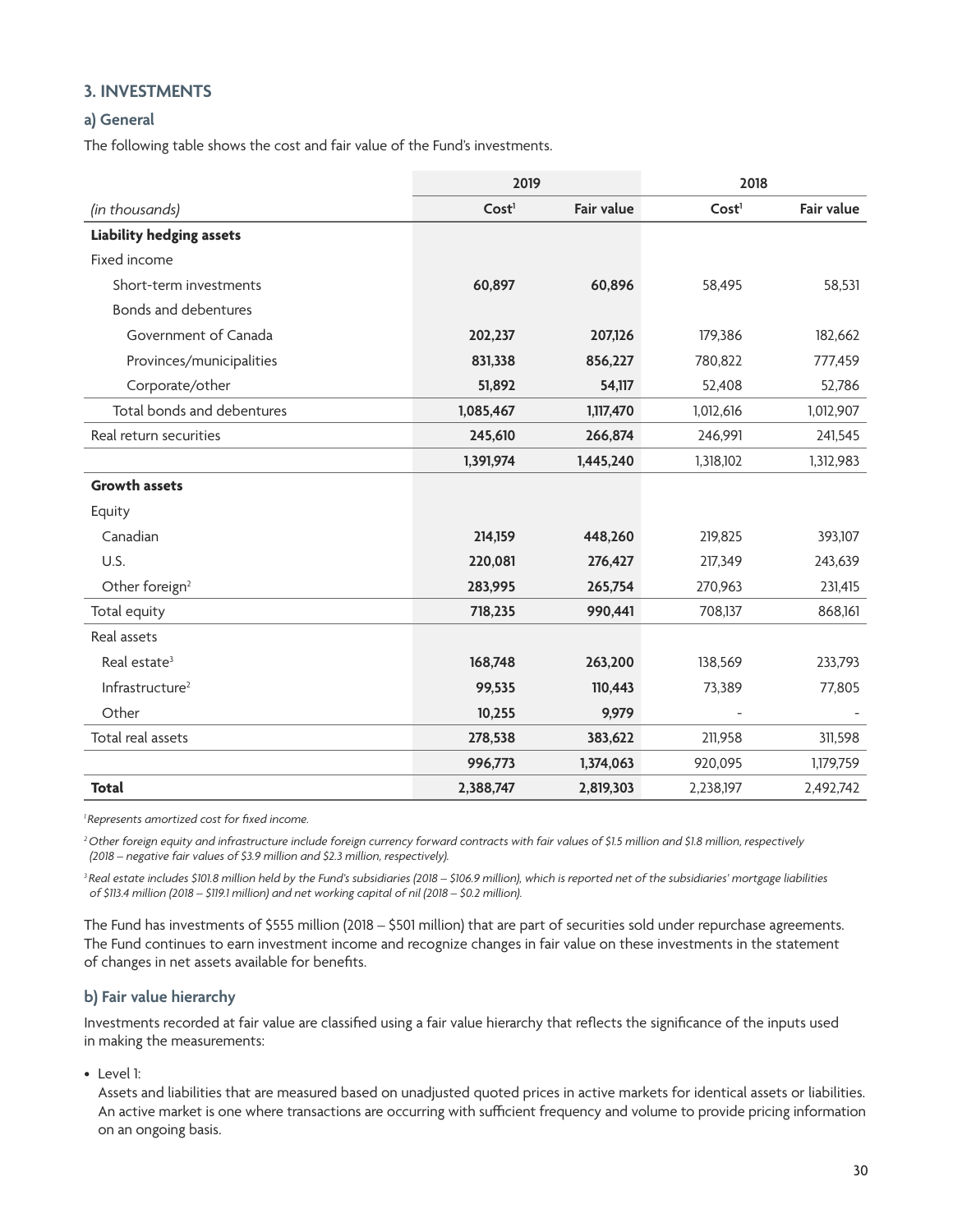## 3. INVESTMENTS

### a) General

The following table shows the cost and fair value of the Fund's investments.

| | 2019 | | 2018 | |
|---|---|---|---|---|
| *(in thousands)* | **Cost[1]** | **Fair value** | **Cost[1]** | **Fair value** |
| **Liability hedging assets** | | | | |
| Fixed income | | | | |
| Short-term investments | **60,897** | **60,896** | 58,495 | 58,531 |
| Bonds and debentures | | | | |
| Government of Canada | **202,237** | **207,126** | 179,386 | 182,662 |
| Provinces/municipalities | **831,338** | **856,227** | 780,822 | 777,459 |
| Corporate/other | **51,892** | **54,117** | 52,408 | 52,786 |
| Total bonds and debentures | **1,085,467** | **1,117,470** | 1,012,616 | 1,012,907 |
| Real return securities | **245,610** | **266,874** | 246,991 | 241,545 |
| | **1,391,974** | **1,445,240** | 1,318,102 | 1,312,983 |
| **Growth assets** | | | | |
| Equity | | | | |
| Canadian | **214,159** | **448,260** | 219,825 | 393,107 |
| U.S. | **220,081** | **276,427** | 217,349 | 243,639 |
| Other foreign[2] | **283,995** | **265,754** | 270,963 | 231,415 |
| Total equity | **718,235** | **990,441** | 708,137 | 868,161 |
| Real assets | | | | |
| Real estate[3] | **168,748** | **263,200** | 138,569 | 233,793 |
| Infrastructure[2] | **99,535** | **110,443** | 73,389 | 77,805 |
| Other | **10,255** | **9,979** | - | - |
| Total real assets | **278,538** | **383,622** | 211,958 | 311,598 |
| | **996,773** | **1,374,063** | 920,095 | 1,179,759 |
| **Total** | **2,388,747** | **2,819,303** | 2,238,197 | 2,492,742 |

[1] *Represents amortized cost for fixed income.*

[2] *Other foreign equity and infrastructure include foreign currency forward contracts with fair values of $1.5 million and $1.8 million, respectively (2018 – negative fair values of $3.9 million and $2.3 million, respectively).*

[3] *Real estate includes $101.8 million held by the Fund's subsidiaries (2018 – $106.9 million), which is reported net of the subsidiaries' mortgage liabilities of $113.4 million (2018 – $119.1 million) and net working capital of nil (2018 – $0.2 million).*

The Fund has investments of $555 million (2018 – $501 million) that are part of securities sold under repurchase agreements. The Fund continues to earn investment income and recognize changes in fair value on these investments in the statement of changes in net assets available for benefits.

### b) Fair value hierarchy

Investments recorded at fair value are classified using a fair value hierarchy that reflects the significance of the inputs used in making the measurements:

- Level 1:
  Assets and liabilities that are measured based on unadjusted quoted prices in active markets for identical assets or liabilities. An active market is one where transactions are occurring with sufficient frequency and volume to provide pricing information on an ongoing basis.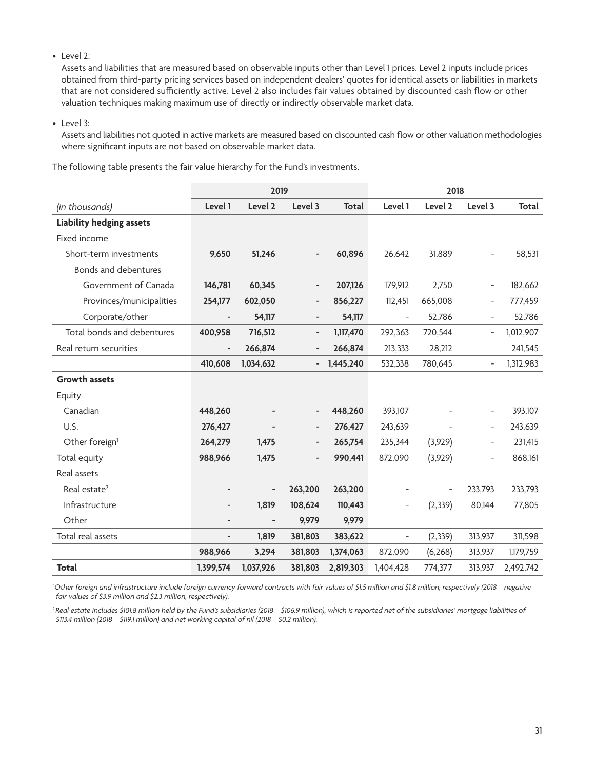- Level 2:
  Assets and liabilities that are measured based on observable inputs other than Level 1 prices. Level 2 inputs include prices obtained from third-party pricing services based on independent dealers' quotes for identical assets or liabilities in markets that are not considered sufficiently active. Level 2 also includes fair values obtained by discounted cash flow or other valuation techniques making maximum use of directly or indirectly observable market data.

- Level 3:
  Assets and liabilities not quoted in active markets are measured based on discounted cash flow or other valuation methodologies where significant inputs are not based on observable market data.

The following table presents the fair value hierarchy for the Fund's investments.

| | 2019 | | | | 2018 | | | |
|---|---|---|---|---|---|---|---|---|
| *(in thousands)* | **Level 1** | **Level 2** | **Level 3** | **Total** | **Level 1** | **Level 2** | **Level 3** | **Total** |
| **Liability hedging assets** | | | | | | | | |
| Fixed income | | | | | | | | |
| Short-term investments | **9,650** | **51,246** | **-** | **60,896** | 26,642 | 31,889 | - | 58,531 |
| Bonds and debentures | | | | | | | | |
| Government of Canada | **146,781** | **60,345** | **-** | **207,126** | 179,912 | 2,750 | - | 182,662 |
| Provinces/municipalities | **254,177** | **602,050** | **-** | **856,227** | 112,451 | 665,008 | - | 777,459 |
| Corporate/other | **-** | **54,117** | **-** | **54,117** | - | 52,786 | - | 52,786 |
| Total bonds and debentures | **400,958** | **716,512** | **-** | **1,117,470** | 292,363 | 720,544 | - | 1,012,907 |
| Real return securities | **-** | **266,874** | **-** | **266,874** | 213,333 | 28,212 | | 241,545 |
| | **410,608** | **1,034,632** | **-** | **1,445,240** | 532,338 | 780,645 | - | 1,312,983 |
| **Growth assets** | | | | | | | | |
| Equity | | | | | | | | |
| Canadian | **448,260** | **-** | **-** | **448,260** | 393,107 | - | - | 393,107 |
| U.S. | **276,427** | **-** | **-** | **276,427** | 243,639 | - | - | 243,639 |
| Other foreign[1] | **264,279** | **1,475** | **-** | **265,754** | 235,344 | (3,929) | - | 231,415 |
| Total equity | **988,966** | **1,475** | **-** | **990,441** | 872,090 | (3,929) | - | 868,161 |
| Real assets | | | | | | | | |
| Real estate[2] | **-** | **-** | **263,200** | **263,200** | - | - | 233,793 | 233,793 |
| Infrastructure[1] | **-** | **1,819** | **108,624** | **110,443** | - | (2,339) | 80,144 | 77,805 |
| Other | **-** | **-** | **9,979** | **9,979** | | | | |
| Total real assets | **-** | **1,819** | **381,803** | **383,622** | - | (2,339) | 313,937 | 311,598 |
| | **988,966** | **3,294** | **381,803** | **1,374,063** | 872,090 | (6,268) | 313,937 | 1,179,759 |
| **Total** | **1,399,574** | **1,037,926** | **381,803** | **2,819,303** | 1,404,428 | 774,377 | 313,937 | 2,492,742 |

*[1] Other foreign and infrastructure include foreign currency forward contracts with fair values of $1.5 million and $1.8 million, respectively (2018 – negative fair values of $3.9 million and $2.3 million, respectively).*

*[2] Real estate includes $101.8 million held by the Fund's subsidiaries (2018 – $106.9 million), which is reported net of the subsidiaries' mortgage liabilities of $113.4 million (2018 – $119.1 million) and net working capital of nil (2018 – $0.2 million).*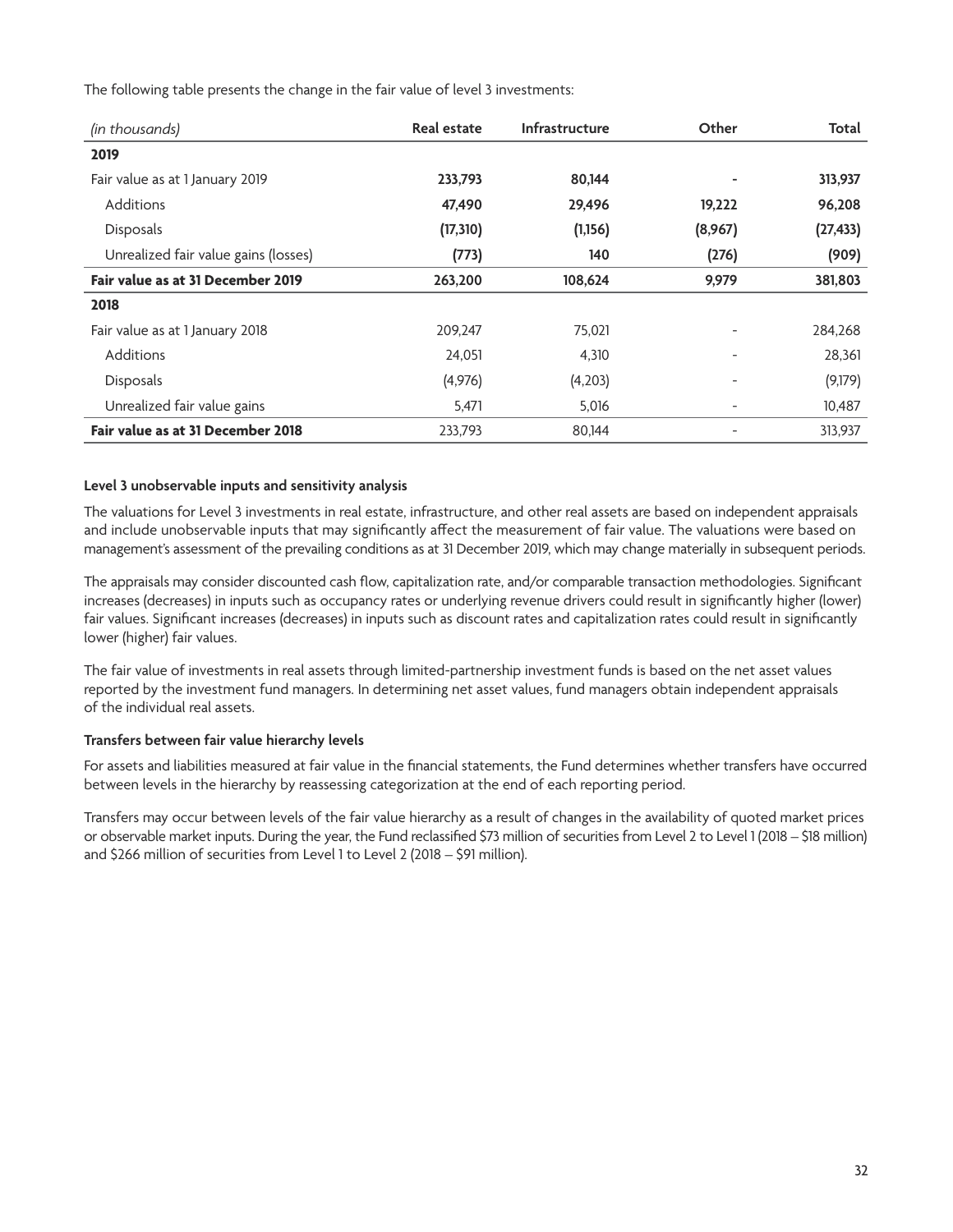The following table presents the change in the fair value of level 3 investments:

| *(in thousands)* | Real estate | Infrastructure | Other | Total |
|---|---|---|---|---|
| **2019** | | | | |
| Fair value as at 1 January 2019 | **233,793** | **80,144** | **-** | **313,937** |
| Additions | **47,490** | **29,496** | **19,222** | **96,208** |
| Disposals | **(17,310)** | **(1,156)** | **(8,967)** | **(27,433)** |
| Unrealized fair value gains (losses) | **(773)** | **140** | **(276)** | **(909)** |
| **Fair value as at 31 December 2019** | **263,200** | **108,624** | **9,979** | **381,803** |
| **2018** | | | | |
| Fair value as at 1 January 2018 | 209,247 | 75,021 | - | 284,268 |
| Additions | 24,051 | 4,310 | - | 28,361 |
| Disposals | (4,976) | (4,203) | - | (9,179) |
| Unrealized fair value gains | 5,471 | 5,016 | - | 10,487 |
| **Fair value as at 31 December 2018** | 233,793 | 80,144 | - | 313,937 |

**Level 3 unobservable inputs and sensitivity analysis**

The valuations for Level 3 investments in real estate, infrastructure, and other real assets are based on independent appraisals and include unobservable inputs that may significantly affect the measurement of fair value. The valuations were based on management's assessment of the prevailing conditions as at 31 December 2019, which may change materially in subsequent periods.

The appraisals may consider discounted cash flow, capitalization rate, and/or comparable transaction methodologies. Significant increases (decreases) in inputs such as occupancy rates or underlying revenue drivers could result in significantly higher (lower) fair values. Significant increases (decreases) in inputs such as discount rates and capitalization rates could result in significantly lower (higher) fair values.

The fair value of investments in real assets through limited-partnership investment funds is based on the net asset values reported by the investment fund managers. In determining net asset values, fund managers obtain independent appraisals of the individual real assets.

**Transfers between fair value hierarchy levels**

For assets and liabilities measured at fair value in the financial statements, the Fund determines whether transfers have occurred between levels in the hierarchy by reassessing categorization at the end of each reporting period.

Transfers may occur between levels of the fair value hierarchy as a result of changes in the availability of quoted market prices or observable market inputs. During the year, the Fund reclassified $73 million of securities from Level 2 to Level 1 (2018 – $18 million) and $266 million of securities from Level 1 to Level 2 (2018 – $91 million).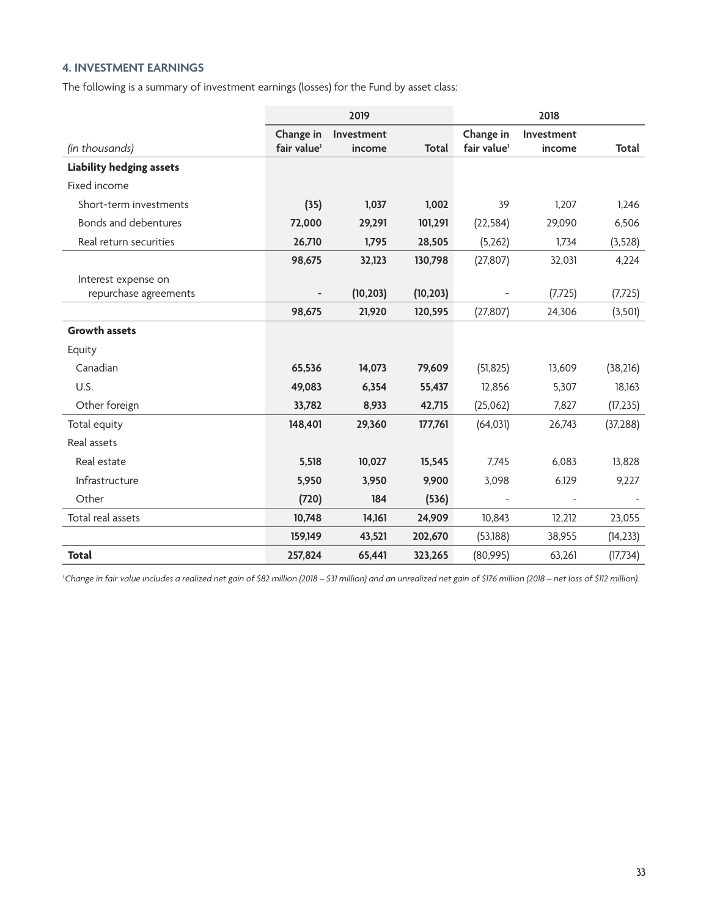## 4. INVESTMENT EARNINGS

The following is a summary of investment earnings (losses) for the Fund by asset class:

| | 2019 | | | 2018 | | |
|---|---|---|---|---|---|---|
| *(in thousands)* | Change in fair value[1] | Investment income | Total | Change in fair value[1] | Investment income | Total |
| **Liability hedging assets** | | | | | | |
| Fixed income | | | | | | |
| Short-term investments | **(35)** | **1,037** | **1,002** | 39 | 1,207 | 1,246 |
| Bonds and debentures | **72,000** | **29,291** | **101,291** | (22,584) | 29,090 | 6,506 |
| Real return securities | **26,710** | **1,795** | **28,505** | (5,262) | 1,734 | (3,528) |
| | **98,675** | **32,123** | **130,798** | (27,807) | 32,031 | 4,224 |
| Interest expense on repurchase agreements | **-** | **(10,203)** | **(10,203)** | - | (7,725) | (7,725) |
| | **98,675** | **21,920** | **120,595** | (27,807) | 24,306 | (3,501) |
| **Growth assets** | | | | | | |
| Equity | | | | | | |
| Canadian | **65,536** | **14,073** | **79,609** | (51,825) | 13,609 | (38,216) |
| U.S. | **49,083** | **6,354** | **55,437** | 12,856 | 5,307 | 18,163 |
| Other foreign | **33,782** | **8,933** | **42,715** | (25,062) | 7,827 | (17,235) |
| Total equity | **148,401** | **29,360** | **177,761** | (64,031) | 26,743 | (37,288) |
| Real assets | | | | | | |
| Real estate | **5,518** | **10,027** | **15,545** | 7,745 | 6,083 | 13,828 |
| Infrastructure | **5,950** | **3,950** | **9,900** | 3,098 | 6,129 | 9,227 |
| Other | **(720)** | **184** | **(536)** | - | - | - |
| Total real assets | **10,748** | **14,161** | **24,909** | 10,843 | 12,212 | 23,055 |
| | **159,149** | **43,521** | **202,670** | (53,188) | 38,955 | (14,233) |
| **Total** | **257,824** | **65,441** | **323,265** | (80,995) | 63,261 | (17,734) |

[1] *Change in fair value includes a realized net gain of $82 million (2018 – $31 million) and an unrealized net gain of $176 million (2018 – net loss of $112 million).*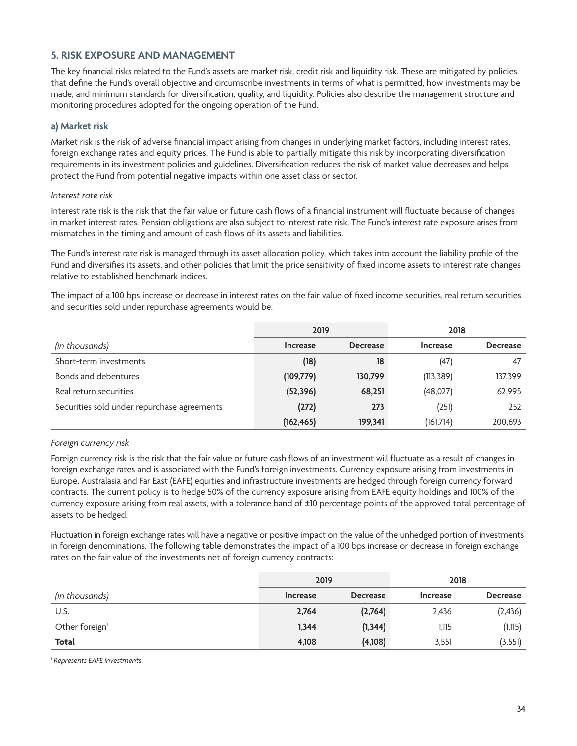## 5. RISK EXPOSURE AND MANAGEMENT

The key financial risks related to the Fund's assets are market risk, credit risk and liquidity risk. These are mitigated by policies that define the Fund's overall objective and circumscribe investments in terms of what is permitted, how investments may be made, and minimum standards for diversification, quality, and liquidity. Policies also describe the management structure and monitoring procedures adopted for the ongoing operation of the Fund.

### a) Market risk

Market risk is the risk of adverse financial impact arising from changes in underlying market factors, including interest rates, foreign exchange rates and equity prices. The Fund is able to partially mitigate this risk by incorporating diversification requirements in its investment policies and guidelines. Diversification reduces the risk of market value decreases and helps protect the Fund from potential negative impacts within one asset class or sector.

*Interest rate risk*

Interest rate risk is the risk that the fair value or future cash flows of a financial instrument will fluctuate because of changes in market interest rates. Pension obligations are also subject to interest rate risk. The Fund's interest rate exposure arises from mismatches in the timing and amount of cash flows of its assets and liabilities.

The Fund's interest rate risk is managed through its asset allocation policy, which takes into account the liability profile of the Fund and diversifies its assets, and other policies that limit the price sensitivity of fixed income assets to interest rate changes relative to established benchmark indices.

The impact of a 100 bps increase or decrease in interest rates on the fair value of fixed income securities, real return securities and securities sold under repurchase agreements would be:

| | 2019 | | 2018 | |
|---|---|---|---|---|
| *(in thousands)* | Increase | Decrease | Increase | Decrease |
| Short-term investments | **(18)** | **18** | (47) | 47 |
| Bonds and debentures | **(109,779)** | **130,799** | (113,389) | 137,399 |
| Real return securities | **(52,396)** | **68,251** | (48,027) | 62,995 |
| Securities sold under repurchase agreements | **(272)** | **273** | (251) | 252 |
| | **(162,465)** | **199,341** | (161,714) | 200,693 |

*Foreign currency risk*

Foreign currency risk is the risk that the fair value or future cash flows of an investment will fluctuate as a result of changes in foreign exchange rates and is associated with the Fund's foreign investments. Currency exposure arising from investments in Europe, Australasia and Far East (EAFE) equities and infrastructure investments are hedged through foreign currency forward contracts. The current policy is to hedge 50% of the currency exposure arising from EAFE equity holdings and 100% of the currency exposure arising from real assets, with a tolerance band of ±10 percentage points of the approved total percentage of assets to be hedged.

Fluctuation in foreign exchange rates will have a negative or positive impact on the value of the unhedged portion of investments in foreign denominations. The following table demonstrates the impact of a 100 bps increase or decrease in foreign exchange rates on the fair value of the investments net of foreign currency contracts:

| | 2019 | | 2018 | |
|---|---|---|---|---|
| *(in thousands)* | Increase | Decrease | Increase | Decrease |
| U.S. | **2,764** | **(2,764)** | 2,436 | (2,436) |
| Other foreign[1] | **1,344** | **(1,344)** | 1,115 | (1,115) |
| **Total** | **4,108** | **(4,108)** | 3,551 | (3,551) |

[1] *Represents EAFE investments.*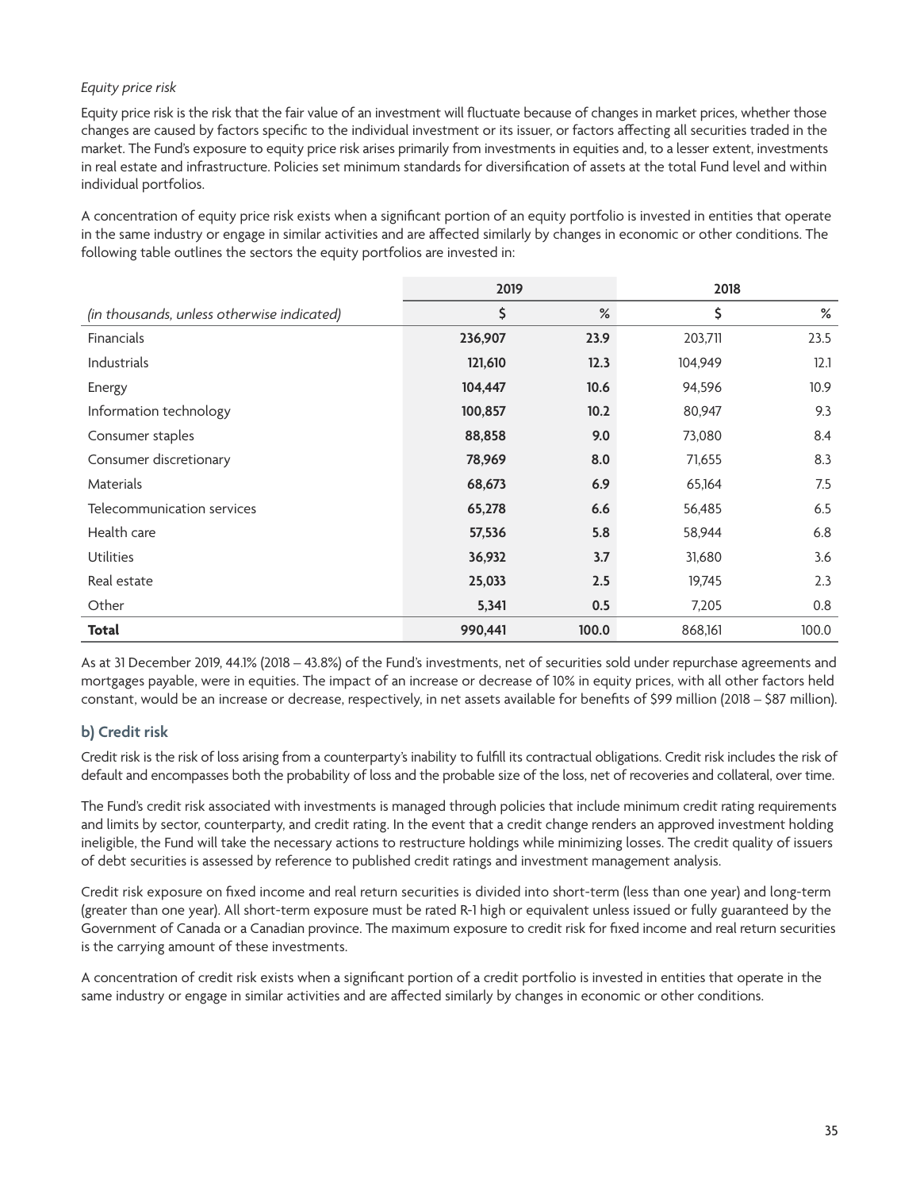*Equity price risk*

Equity price risk is the risk that the fair value of an investment will fluctuate because of changes in market prices, whether those changes are caused by factors specific to the individual investment or its issuer, or factors affecting all securities traded in the market. The Fund's exposure to equity price risk arises primarily from investments in equities and, to a lesser extent, investments in real estate and infrastructure. Policies set minimum standards for diversification of assets at the total Fund level and within individual portfolios.

A concentration of equity price risk exists when a significant portion of an equity portfolio is invested in entities that operate in the same industry or engage in similar activities and are affected similarly by changes in economic or other conditions. The following table outlines the sectors the equity portfolios are invested in:

| | 2019 | | 2018 | |
|---|---|---|---|---|
| *(in thousands, unless otherwise indicated)* | $ | % | $ | % |
| Financials | **236,907** | **23.9** | 203,711 | 23.5 |
| Industrials | **121,610** | **12.3** | 104,949 | 12.1 |
| Energy | **104,447** | **10.6** | 94,596 | 10.9 |
| Information technology | **100,857** | **10.2** | 80,947 | 9.3 |
| Consumer staples | **88,858** | **9.0** | 73,080 | 8.4 |
| Consumer discretionary | **78,969** | **8.0** | 71,655 | 8.3 |
| Materials | **68,673** | **6.9** | 65,164 | 7.5 |
| Telecommunication services | **65,278** | **6.6** | 56,485 | 6.5 |
| Health care | **57,536** | **5.8** | 58,944 | 6.8 |
| Utilities | **36,932** | **3.7** | 31,680 | 3.6 |
| Real estate | **25,033** | **2.5** | 19,745 | 2.3 |
| Other | **5,341** | **0.5** | 7,205 | 0.8 |
| **Total** | **990,441** | **100.0** | 868,161 | 100.0 |

As at 31 December 2019, 44.1% (2018 – 43.8%) of the Fund's investments, net of securities sold under repurchase agreements and mortgages payable, were in equities. The impact of an increase or decrease of 10% in equity prices, with all other factors held constant, would be an increase or decrease, respectively, in net assets available for benefits of $99 million (2018 – $87 million).

## b) Credit risk

Credit risk is the risk of loss arising from a counterparty's inability to fulfill its contractual obligations. Credit risk includes the risk of default and encompasses both the probability of loss and the probable size of the loss, net of recoveries and collateral, over time.

The Fund's credit risk associated with investments is managed through policies that include minimum credit rating requirements and limits by sector, counterparty, and credit rating. In the event that a credit change renders an approved investment holding ineligible, the Fund will take the necessary actions to restructure holdings while minimizing losses. The credit quality of issuers of debt securities is assessed by reference to published credit ratings and investment management analysis.

Credit risk exposure on fixed income and real return securities is divided into short-term (less than one year) and long-term (greater than one year). All short-term exposure must be rated R-1 high or equivalent unless issued or fully guaranteed by the Government of Canada or a Canadian province. The maximum exposure to credit risk for fixed income and real return securities is the carrying amount of these investments.

A concentration of credit risk exists when a significant portion of a credit portfolio is invested in entities that operate in the same industry or engage in similar activities and are affected similarly by changes in economic or other conditions.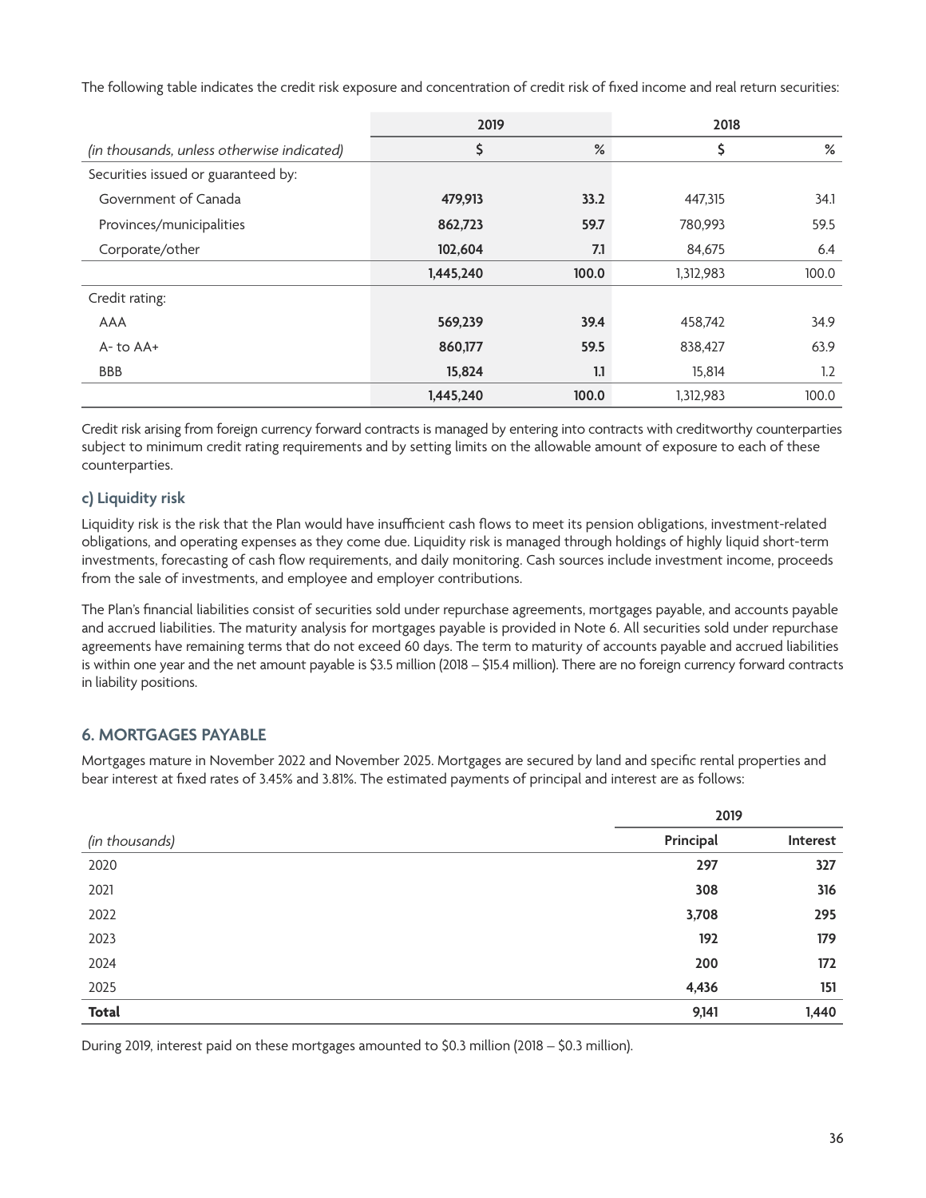The following table indicates the credit risk exposure and concentration of credit risk of fixed income and real return securities:

| | 2019 | | 2018 | |
|---|---|---|---|---|
| *(in thousands, unless otherwise indicated)* | $ | % | $ | % |
| Securities issued or guaranteed by: | | | | |
| Government of Canada | **479,913** | **33.2** | 447,315 | 34.1 |
| Provinces/municipalities | **862,723** | **59.7** | 780,993 | 59.5 |
| Corporate/other | **102,604** | **7.1** | 84,675 | 6.4 |
| | **1,445,240** | **100.0** | 1,312,983 | 100.0 |
| Credit rating: | | | | |
| AAA | **569,239** | **39.4** | 458,742 | 34.9 |
| A- to AA+ | **860,177** | **59.5** | 838,427 | 63.9 |
| BBB | **15,824** | **1.1** | 15,814 | 1.2 |
| | **1,445,240** | **100.0** | 1,312,983 | 100.0 |

Credit risk arising from foreign currency forward contracts is managed by entering into contracts with creditworthy counterparties subject to minimum credit rating requirements and by setting limits on the allowable amount of exposure to each of these counterparties.

### c) Liquidity risk

Liquidity risk is the risk that the Plan would have insufficient cash flows to meet its pension obligations, investment-related obligations, and operating expenses as they come due. Liquidity risk is managed through holdings of highly liquid short-term investments, forecasting of cash flow requirements, and daily monitoring. Cash sources include investment income, proceeds from the sale of investments, and employee and employer contributions.

The Plan's financial liabilities consist of securities sold under repurchase agreements, mortgages payable, and accounts payable and accrued liabilities. The maturity analysis for mortgages payable is provided in Note 6. All securities sold under repurchase agreements have remaining terms that do not exceed 60 days. The term to maturity of accounts payable and accrued liabilities is within one year and the net amount payable is $3.5 million (2018 – $15.4 million). There are no foreign currency forward contracts in liability positions.

## 6. MORTGAGES PAYABLE

Mortgages mature in November 2022 and November 2025. Mortgages are secured by land and specific rental properties and bear interest at fixed rates of 3.45% and 3.81%. The estimated payments of principal and interest are as follows:

| | 2019 | |
|---|---|---|
| *(in thousands)* | **Principal** | **Interest** |
| 2020 | **297** | **327** |
| 2021 | **308** | **316** |
| 2022 | **3,708** | **295** |
| 2023 | **192** | **179** |
| 2024 | **200** | **172** |
| 2025 | **4,436** | **151** |
| **Total** | **9,141** | **1,440** |

During 2019, interest paid on these mortgages amounted to $0.3 million (2018 – $0.3 million).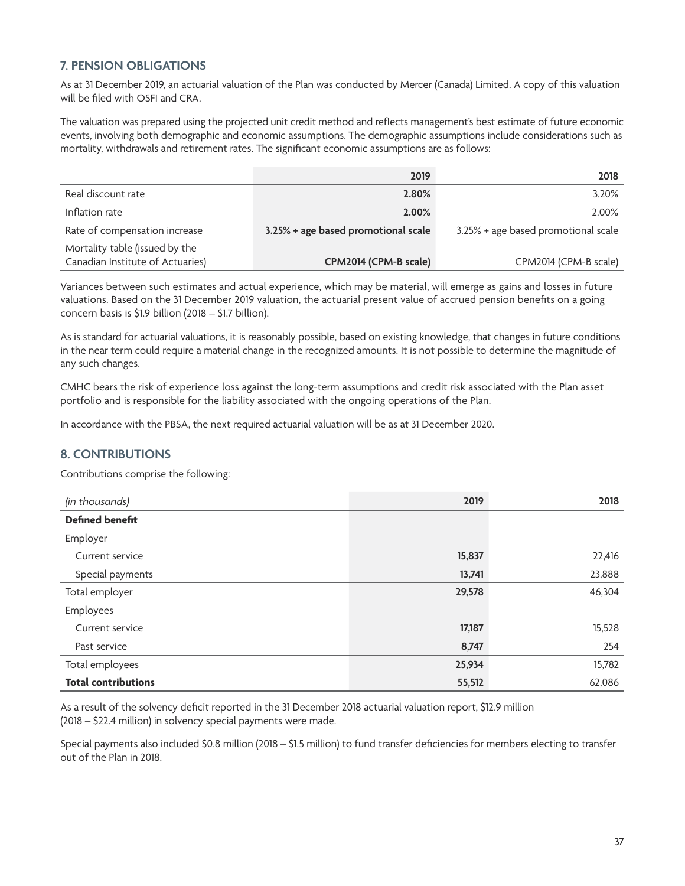## 7. PENSION OBLIGATIONS

As at 31 December 2019, an actuarial valuation of the Plan was conducted by Mercer (Canada) Limited. A copy of this valuation will be filed with OSFI and CRA.

The valuation was prepared using the projected unit credit method and reflects management's best estimate of future economic events, involving both demographic and economic assumptions. The demographic assumptions include considerations such as mortality, withdrawals and retirement rates. The significant economic assumptions are as follows:

| | 2019 | 2018 |
|---|---|---|
| Real discount rate | **2.80%** | 3.20% |
| Inflation rate | **2.00%** | 2.00% |
| Rate of compensation increase | **3.25% + age based promotional scale** | 3.25% + age based promotional scale |
| Mortality table (issued by the Canadian Institute of Actuaries) | **CPM2014 (CPM-B scale)** | CPM2014 (CPM-B scale) |

Variances between such estimates and actual experience, which may be material, will emerge as gains and losses in future valuations. Based on the 31 December 2019 valuation, the actuarial present value of accrued pension benefits on a going concern basis is $1.9 billion (2018 – $1.7 billion).

As is standard for actuarial valuations, it is reasonably possible, based on existing knowledge, that changes in future conditions in the near term could require a material change in the recognized amounts. It is not possible to determine the magnitude of any such changes.

CMHC bears the risk of experience loss against the long-term assumptions and credit risk associated with the Plan asset portfolio and is responsible for the liability associated with the ongoing operations of the Plan.

In accordance with the PBSA, the next required actuarial valuation will be as at 31 December 2020.

## 8. CONTRIBUTIONS

Contributions comprise the following:

| *(in thousands)* | 2019 | 2018 |
|---|---|---|
| **Defined benefit** | | |
| Employer | | |
| Current service | **15,837** | 22,416 |
| Special payments | **13,741** | 23,888 |
| Total employer | **29,578** | 46,304 |
| Employees | | |
| Current service | **17,187** | 15,528 |
| Past service | **8,747** | 254 |
| Total employees | **25,934** | 15,782 |
| **Total contributions** | **55,512** | 62,086 |

As a result of the solvency deficit reported in the 31 December 2018 actuarial valuation report, $12.9 million (2018 – $22.4 million) in solvency special payments were made.

Special payments also included $0.8 million (2018 – $1.5 million) to fund transfer deficiencies for members electing to transfer out of the Plan in 2018.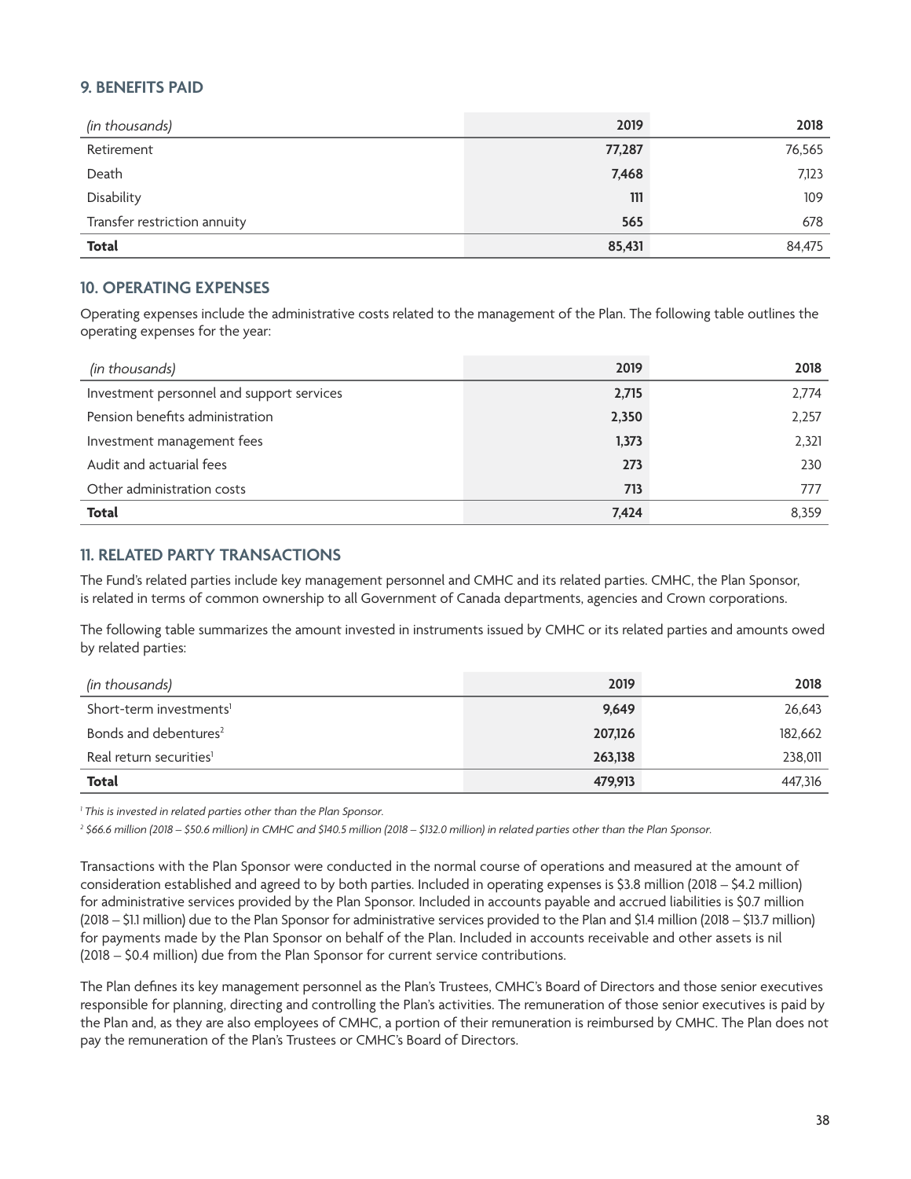## 9. BENEFITS PAID

| (in thousands) | 2019 | 2018 |
|---|---|---|
| Retirement | **77,287** | 76,565 |
| Death | **7,468** | 7,123 |
| Disability | **111** | 109 |
| Transfer restriction annuity | **565** | 678 |
| **Total** | **85,431** | 84,475 |

## 10. OPERATING EXPENSES

Operating expenses include the administrative costs related to the management of the Plan. The following table outlines the operating expenses for the year:

| (in thousands) | 2019 | 2018 |
|---|---|---|
| Investment personnel and support services | **2,715** | 2,774 |
| Pension benefits administration | **2,350** | 2,257 |
| Investment management fees | **1,373** | 2,321 |
| Audit and actuarial fees | **273** | 230 |
| Other administration costs | **713** | 777 |
| **Total** | **7,424** | 8,359 |

## 11. RELATED PARTY TRANSACTIONS

The Fund's related parties include key management personnel and CMHC and its related parties. CMHC, the Plan Sponsor, is related in terms of common ownership to all Government of Canada departments, agencies and Crown corporations.

The following table summarizes the amount invested in instruments issued by CMHC or its related parties and amounts owed by related parties:

| (in thousands) | 2019 | 2018 |
|---|---|---|
| Short-term investments[1] | **9,649** | 26,643 |
| Bonds and debentures[2] | **207,126** | 182,662 |
| Real return securities[1] | **263,138** | 238,011 |
| **Total** | **479,913** | 447,316 |

*[1] This is invested in related parties other than the Plan Sponsor.*

*[2] $66.6 million (2018 – $50.6 million) in CMHC and $140.5 million (2018 – $132.0 million) in related parties other than the Plan Sponsor.*

Transactions with the Plan Sponsor were conducted in the normal course of operations and measured at the amount of consideration established and agreed to by both parties. Included in operating expenses is $3.8 million (2018 – $4.2 million) for administrative services provided by the Plan Sponsor. Included in accounts payable and accrued liabilities is $0.7 million (2018 – $1.1 million) due to the Plan Sponsor for administrative services provided to the Plan and $1.4 million (2018 – $13.7 million) for payments made by the Plan Sponsor on behalf of the Plan. Included in accounts receivable and other assets is nil (2018 – $0.4 million) due from the Plan Sponsor for current service contributions.

The Plan defines its key management personnel as the Plan's Trustees, CMHC's Board of Directors and those senior executives responsible for planning, directing and controlling the Plan's activities. The remuneration of those senior executives is paid by the Plan and, as they are also employees of CMHC, a portion of their remuneration is reimbursed by CMHC. The Plan does not pay the remuneration of the Plan's Trustees or CMHC's Board of Directors.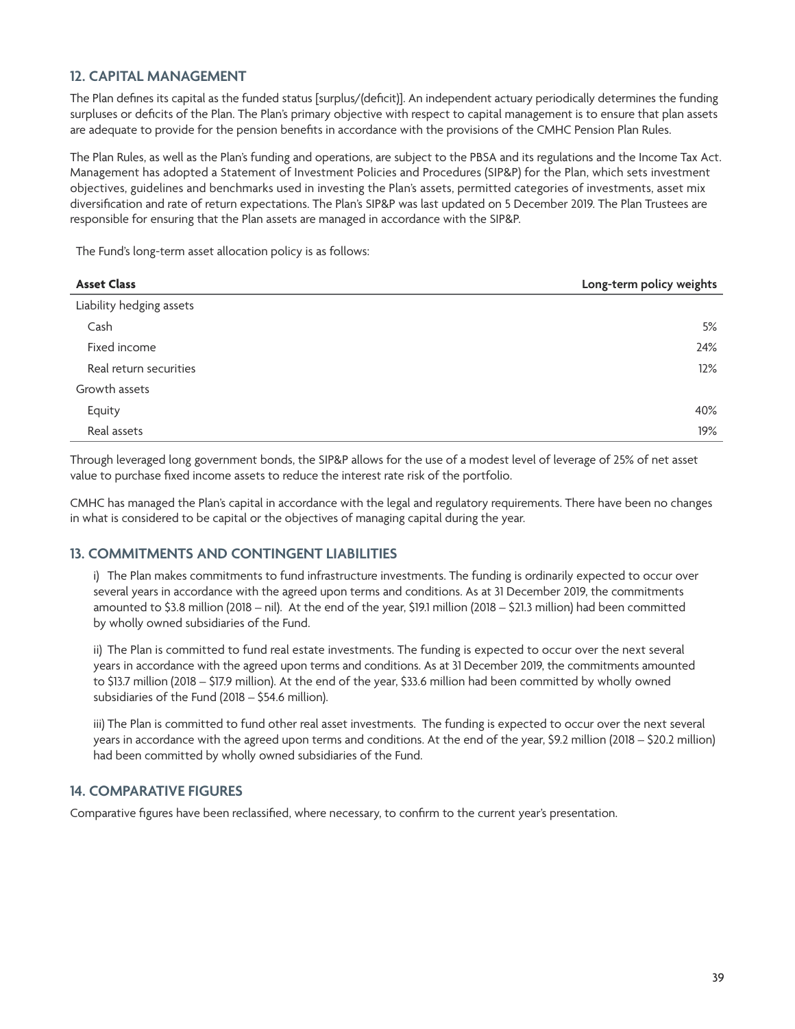## 12. CAPITAL MANAGEMENT

The Plan defines its capital as the funded status [surplus/(deficit)]. An independent actuary periodically determines the funding surpluses or deficits of the Plan. The Plan's primary objective with respect to capital management is to ensure that plan assets are adequate to provide for the pension benefits in accordance with the provisions of the CMHC Pension Plan Rules.

The Plan Rules, as well as the Plan's funding and operations, are subject to the PBSA and its regulations and the Income Tax Act. Management has adopted a Statement of Investment Policies and Procedures (SIP&P) for the Plan, which sets investment objectives, guidelines and benchmarks used in investing the Plan's assets, permitted categories of investments, asset mix diversification and rate of return expectations. The Plan's SIP&P was last updated on 5 December 2019. The Plan Trustees are responsible for ensuring that the Plan assets are managed in accordance with the SIP&P.

The Fund's long-term asset allocation policy is as follows:

| Asset Class | Long-term policy weights |
|---|---|
| Liability hedging assets | |
| Cash | 5% |
| Fixed income | 24% |
| Real return securities | 12% |
| Growth assets | |
| Equity | 40% |
| Real assets | 19% |

Through leveraged long government bonds, the SIP&P allows for the use of a modest level of leverage of 25% of net asset value to purchase fixed income assets to reduce the interest rate risk of the portfolio.

CMHC has managed the Plan's capital in accordance with the legal and regulatory requirements. There have been no changes in what is considered to be capital or the objectives of managing capital during the year.

## 13. COMMITMENTS AND CONTINGENT LIABILITIES

i) The Plan makes commitments to fund infrastructure investments. The funding is ordinarily expected to occur over several years in accordance with the agreed upon terms and conditions. As at 31 December 2019, the commitments amounted to $3.8 million (2018 – nil). At the end of the year, $19.1 million (2018 – $21.3 million) had been committed by wholly owned subsidiaries of the Fund.

ii) The Plan is committed to fund real estate investments. The funding is expected to occur over the next several years in accordance with the agreed upon terms and conditions. As at 31 December 2019, the commitments amounted to $13.7 million (2018 – $17.9 million). At the end of the year, $33.6 million had been committed by wholly owned subsidiaries of the Fund (2018 – $54.6 million).

iii) The Plan is committed to fund other real asset investments. The funding is expected to occur over the next several years in accordance with the agreed upon terms and conditions. At the end of the year, $9.2 million (2018 – $20.2 million) had been committed by wholly owned subsidiaries of the Fund.

## 14. COMPARATIVE FIGURES

Comparative figures have been reclassified, where necessary, to confirm to the current year's presentation.